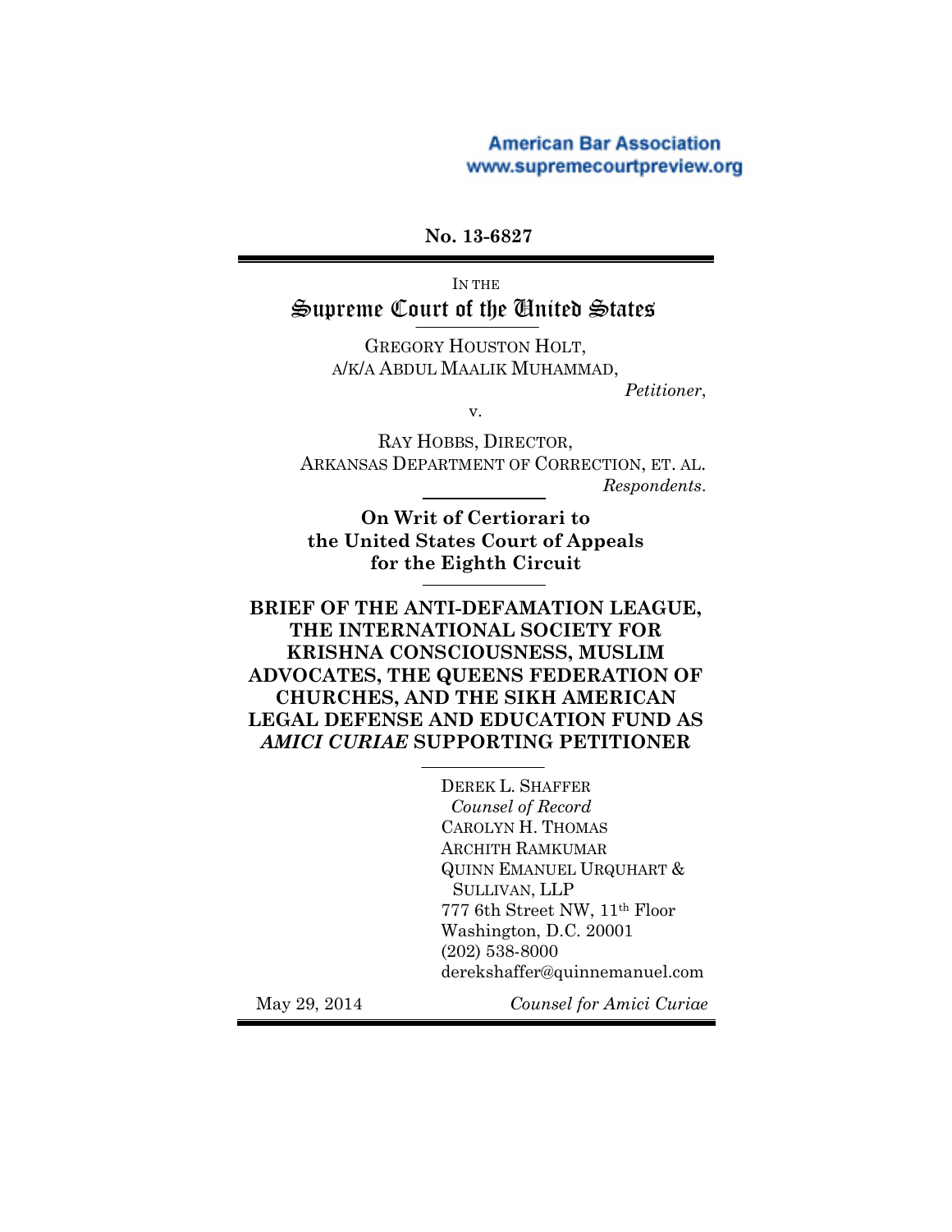American Bar Association
www.supremecourtpreview.org

**No. 13-6827**

IN THE

# Supreme Court of the United States

GREGORY HOUSTON HOLT,
A/K/A ABDUL MAALIK MUHAMMAD,

*Petitioner*,

v.

RAY HOBBS, DIRECTOR,
ARKANSAS DEPARTMENT OF CORRECTION, ET. AL.

*Respondents*.

**On Writ of Certiorari to the United States Court of Appeals for the Eighth Circuit**

**BRIEF OF THE ANTI-DEFAMATION LEAGUE, THE INTERNATIONAL SOCIETY FOR KRISHNA CONSCIOUSNESS, MUSLIM ADVOCATES, THE QUEENS FEDERATION OF CHURCHES, AND THE SIKH AMERICAN LEGAL DEFENSE AND EDUCATION FUND AS *AMICI CURIAE* SUPPORTING PETITIONER**

DEREK L. SHAFFER
*Counsel of Record*
CAROLYN H. THOMAS
ARCHITH RAMKUMAR
QUINN EMANUEL URQUHART & SULLIVAN, LLP
777 6th Street NW, 11th Floor
Washington, D.C. 20001
(202) 538-8000
derekshaffer@quinnemanuel.com

May 29, 2014

*Counsel for Amici Curiae*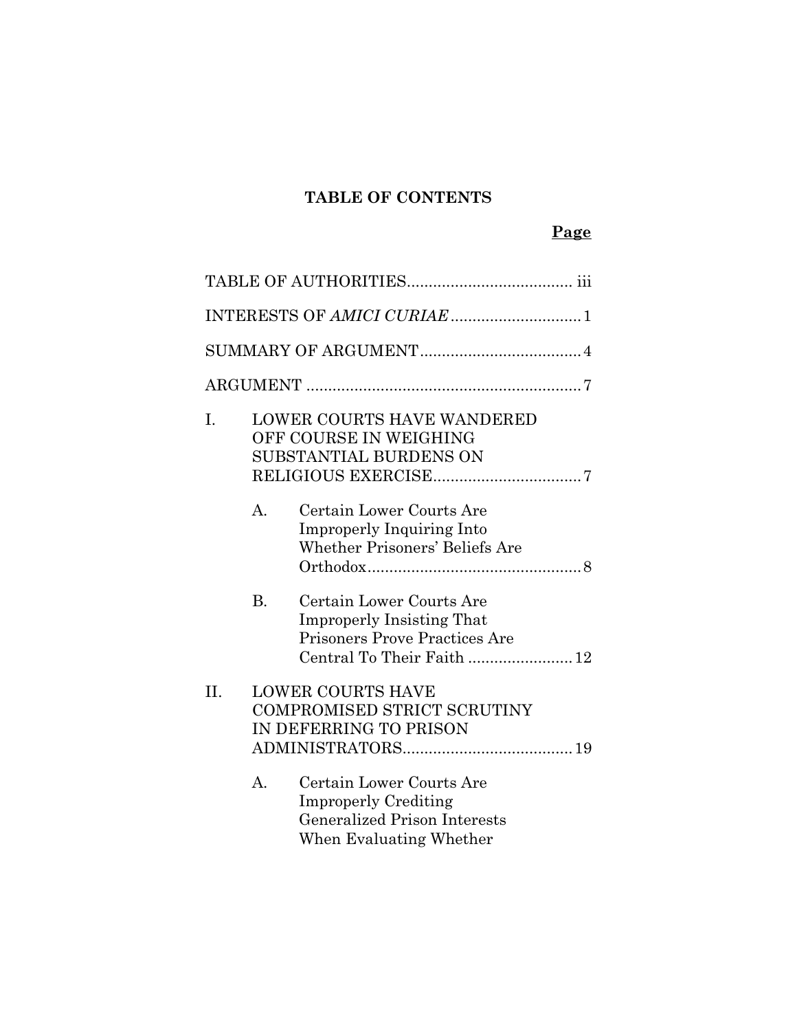# TABLE OF CONTENTS

| | Page |
|---|---|
| TABLE OF AUTHORITIES | iii |
| INTERESTS OF *AMICI CURIAE* | 1 |
| SUMMARY OF ARGUMENT | 4 |
| ARGUMENT | 7 |
| I. LOWER COURTS HAVE WANDERED OFF COURSE IN WEIGHING SUBSTANTIAL BURDENS ON RELIGIOUS EXERCISE | 7 |
| A. Certain Lower Courts Are Improperly Inquiring Into Whether Prisoners' Beliefs Are Orthodox | 8 |
| B. Certain Lower Courts Are Improperly Insisting That Prisoners Prove Practices Are Central To Their Faith | 12 |
| II. LOWER COURTS HAVE COMPROMISED STRICT SCRUTINY IN DEFERRING TO PRISON ADMINISTRATORS | 19 |
| A. Certain Lower Courts Are Improperly Crediting Generalized Prison Interests When Evaluating Whether | |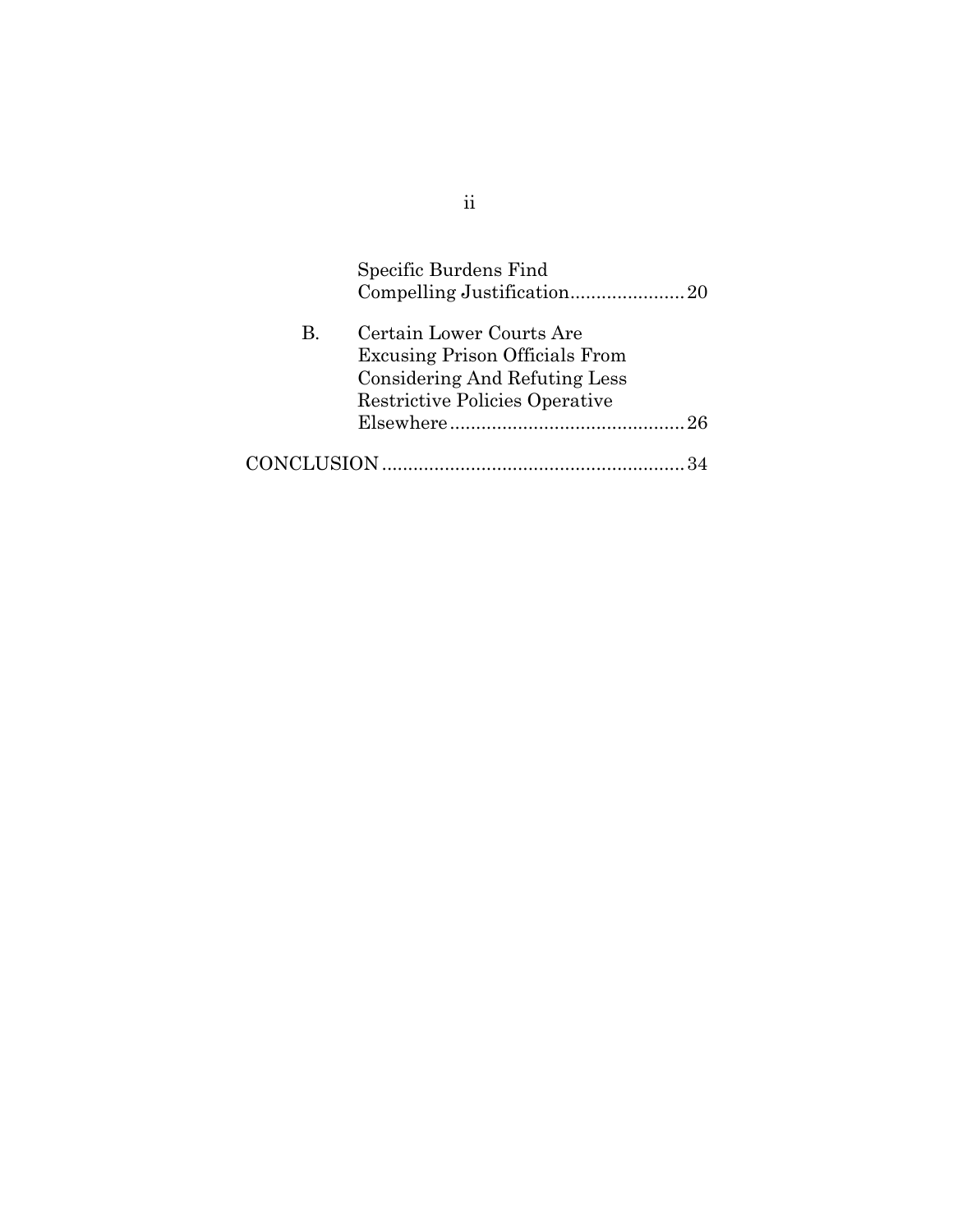Specific Burdens Find Compelling Justification......................20

B. Certain Lower Courts Are Excusing Prison Officials From Considering And Refuting Less Restrictive Policies Operative Elsewhere.............................................26

CONCLUSION..........................................................34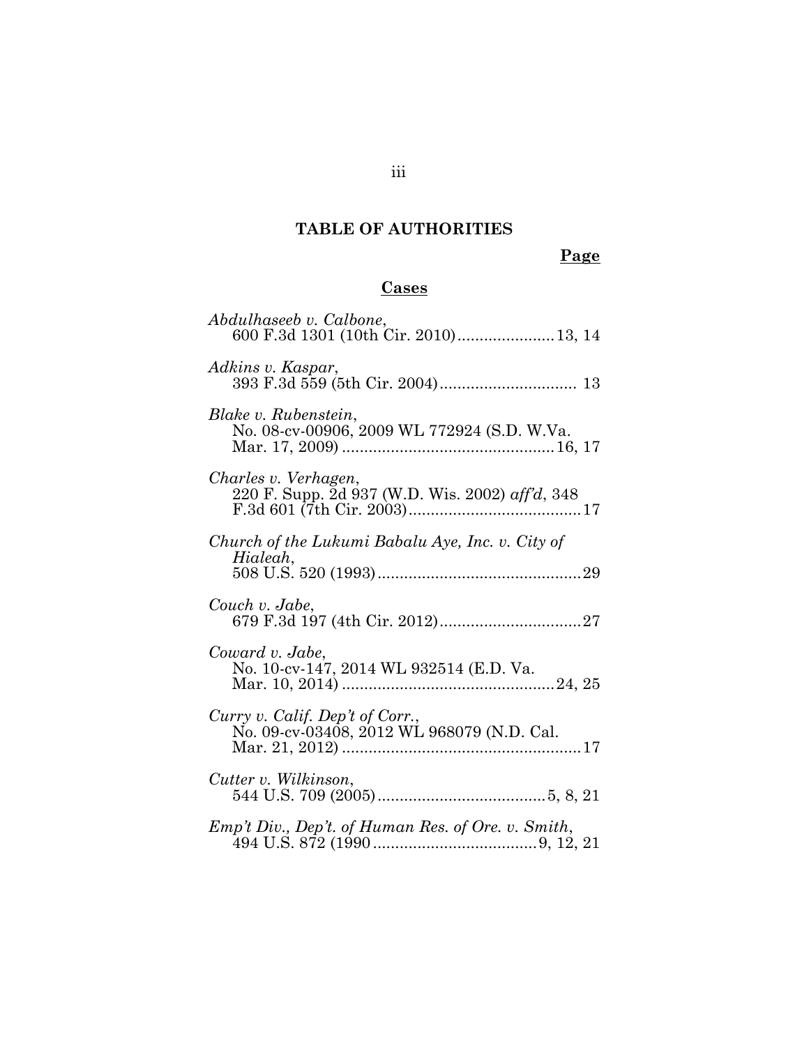## TABLE OF AUTHORITIES

**Page**

### Cases

*Abdulhaseeb v. Calbone*,
600 F.3d 1301 (10th Cir. 2010).....................13, 14

*Adkins v. Kaspar*,
393 F.3d 559 (5th Cir. 2004).............................. 13

*Blake v. Rubenstein*,
No. 08-cv-00906, 2009 WL 772924 (S.D. W.Va. Mar. 17, 2009) ...............................................16, 17

*Charles v. Verhagen*,
220 F. Supp. 2d 937 (W.D. Wis. 2002) *aff'd*, 348 F.3d 601 (7th Cir. 2003).......................................17

*Church of the Lukumi Babalu Aye, Inc. v. City of Hialeah*,
508 U.S. 520 (1993).............................................29

*Couch v. Jabe*,
679 F.3d 197 (4th Cir. 2012)................................27

*Coward v. Jabe*,
No. 10-cv-147, 2014 WL 932514 (E.D. Va. Mar. 10, 2014) ...............................................24, 25

*Curry v. Calif. Dep't of Corr.*,
No. 09-cv-03408, 2012 WL 968079 (N.D. Cal. Mar. 21, 2012) .....................................................17

*Cutter v. Wilkinson*,
544 U.S. 709 (2005).....................................5, 8, 21

*Emp't Div., Dep't. of Human Res. of Ore. v. Smith*,
494 U.S. 872 (1990 ....................................9, 12, 21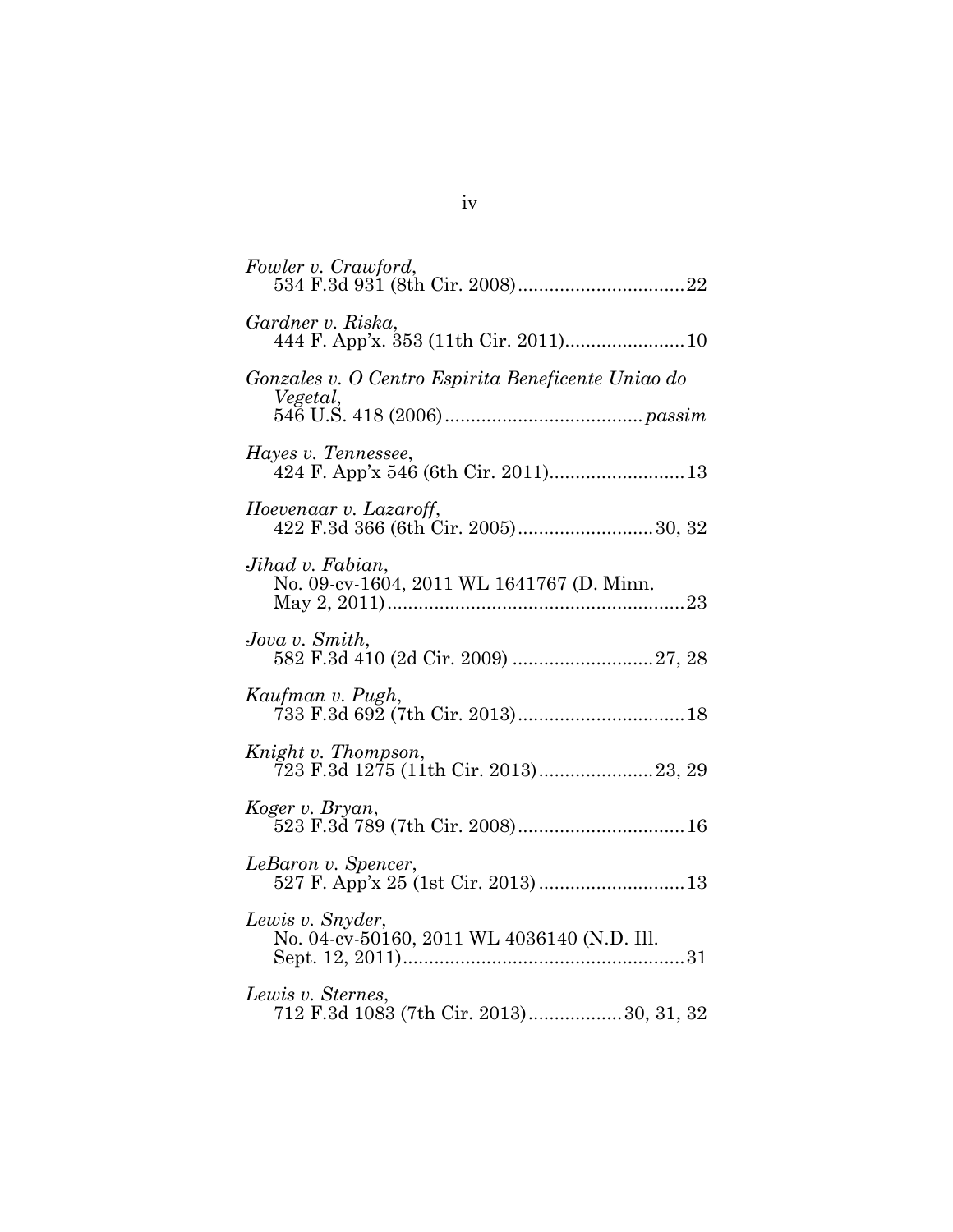*Fowler v. Crawford*,
534 F.3d 931 (8th Cir. 2008)................................22

*Gardner v. Riska*,
444 F. App'x. 353 (11th Cir. 2011).......................10

*Gonzales v. O Centro Espirita Beneficente Uniao do Vegetal*,
546 U.S. 418 (2006).....................................*passim*

*Hayes v. Tennessee*,
424 F. App'x 546 (6th Cir. 2011)..........................13

*Hoevenaar v. Lazaroff*,
422 F.3d 366 (6th Cir. 2005)..........................30, 32

*Jihad v. Fabian*,
No. 09-cv-1604, 2011 WL 1641767 (D. Minn. May 2, 2011).........................................................23

*Jova v. Smith*,
582 F.3d 410 (2d Cir. 2009) ...........................27, 28

*Kaufman v. Pugh*,
733 F.3d 692 (7th Cir. 2013)................................18

*Knight v. Thompson*,
723 F.3d 1275 (11th Cir. 2013)......................23, 29

*Koger v. Bryan*,
523 F.3d 789 (7th Cir. 2008)................................16

*LeBaron v. Spencer*,
527 F. App'x 25 (1st Cir. 2013)............................13

*Lewis v. Snyder*,
No. 04-cv-50160, 2011 WL 4036140 (N.D. Ill. Sept. 12, 2011)......................................................31

*Lewis v. Sternes*,
712 F.3d 1083 (7th Cir. 2013)..................30, 31, 32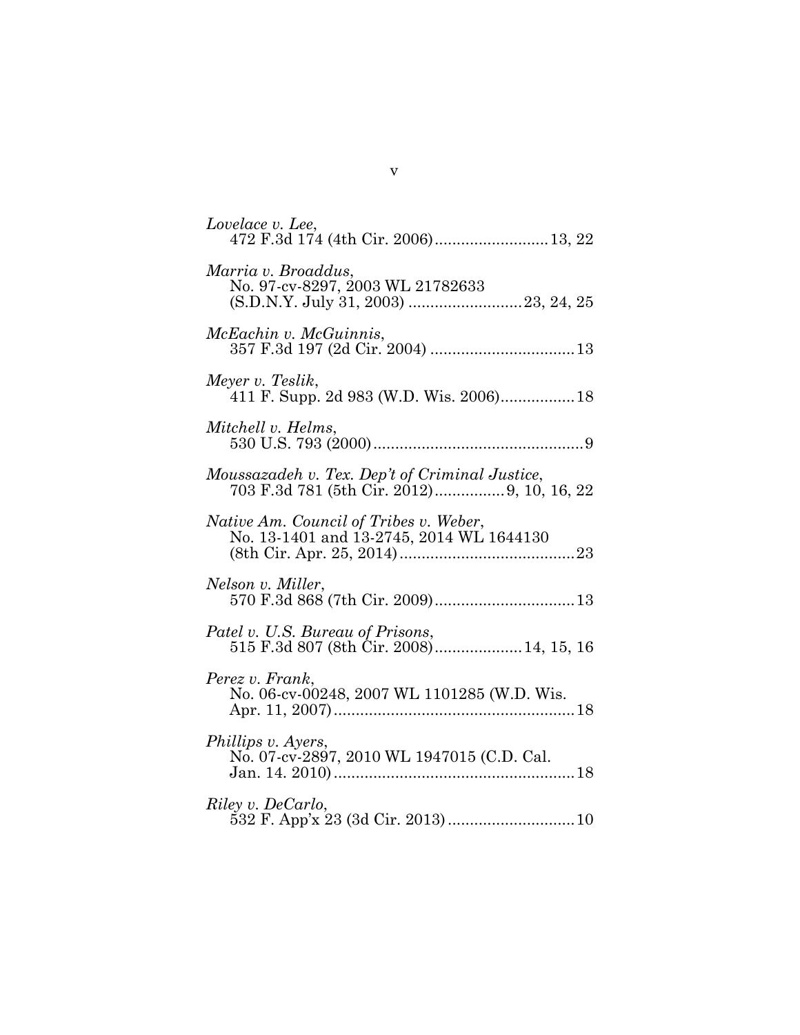*Lovelace v. Lee*,
472 F.3d 174 (4th Cir. 2006) .......................... 13, 22

*Marria v. Broaddus*,
No. 97-cv-8297, 2003 WL 21782633
(S.D.N.Y. July 31, 2003) .......................... 23, 24, 25

*McEachin v. McGuinnis*,
357 F.3d 197 (2d Cir. 2004) ................................. 13

*Meyer v. Teslik*,
411 F. Supp. 2d 983 (W.D. Wis. 2006) ................. 18

*Mitchell v. Helms*,
530 U.S. 793 (2000) ................................................ 9

*Moussazadeh v. Tex. Dep't of Criminal Justice*,
703 F.3d 781 (5th Cir. 2012) ................ 9, 10, 16, 22

*Native Am. Council of Tribes v. Weber*,
No. 13-1401 and 13-2745, 2014 WL 1644130
(8th Cir. Apr. 25, 2014) ........................................ 23

*Nelson v. Miller*,
570 F.3d 868 (7th Cir. 2009) ................................ 13

*Patel v. U.S. Bureau of Prisons*,
515 F.3d 807 (8th Cir. 2008) .................... 14, 15, 16

*Perez v. Frank*,
No. 06-cv-00248, 2007 WL 1101285 (W.D. Wis.
Apr. 11, 2007) ....................................................... 18

*Phillips v. Ayers*,
No. 07-cv-2897, 2010 WL 1947015 (C.D. Cal.
Jan. 14. 2010) ....................................................... 18

*Riley v. DeCarlo*,
532 F. App'x 23 (3d Cir. 2013) ............................. 10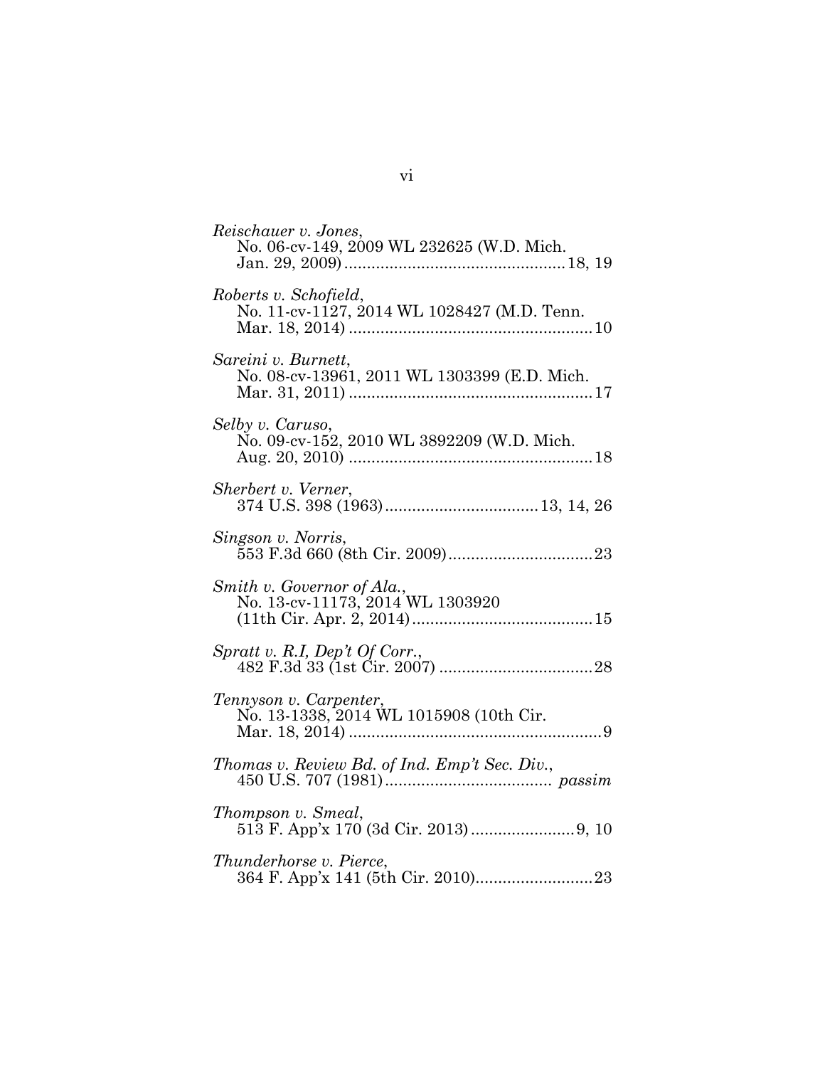*Reischauer v. Jones*,
No. 06-cv-149, 2009 WL 232625 (W.D. Mich. Jan. 29, 2009)................................................18, 19

*Roberts v. Schofield*,
No. 11-cv-1127, 2014 WL 1028427 (M.D. Tenn. Mar. 18, 2014)......................................................10

*Sareini v. Burnett*,
No. 08-cv-13961, 2011 WL 1303399 (E.D. Mich. Mar. 31, 2011)......................................................17

*Selby v. Caruso*,
No. 09-cv-152, 2010 WL 3892209 (W.D. Mich. Aug. 20, 2010)......................................................18

*Sherbert v. Verner*,
374 U.S. 398 (1963).................................13, 14, 26

*Singson v. Norris*,
553 F.3d 660 (8th Cir. 2009)................................23

*Smith v. Governor of Ala.*,
No. 13-cv-11173, 2014 WL 1303920 (11th Cir. Apr. 2, 2014)........................................15

*Spratt v. R.I, Dep't Of Corr.*,
482 F.3d 33 (1st Cir. 2007)..................................28

*Tennyson v. Carpenter*,
No. 13-1338, 2014 WL 1015908 (10th Cir. Mar. 18, 2014)........................................................9

*Thomas v. Review Bd. of Ind. Emp't Sec. Div.*,
450 U.S. 707 (1981).................................... *passim*

*Thompson v. Smeal*,
513 F. App'x 170 (3d Cir. 2013)......................9, 10

*Thunderhorse v. Pierce*,
364 F. App'x 141 (5th Cir. 2010).........................23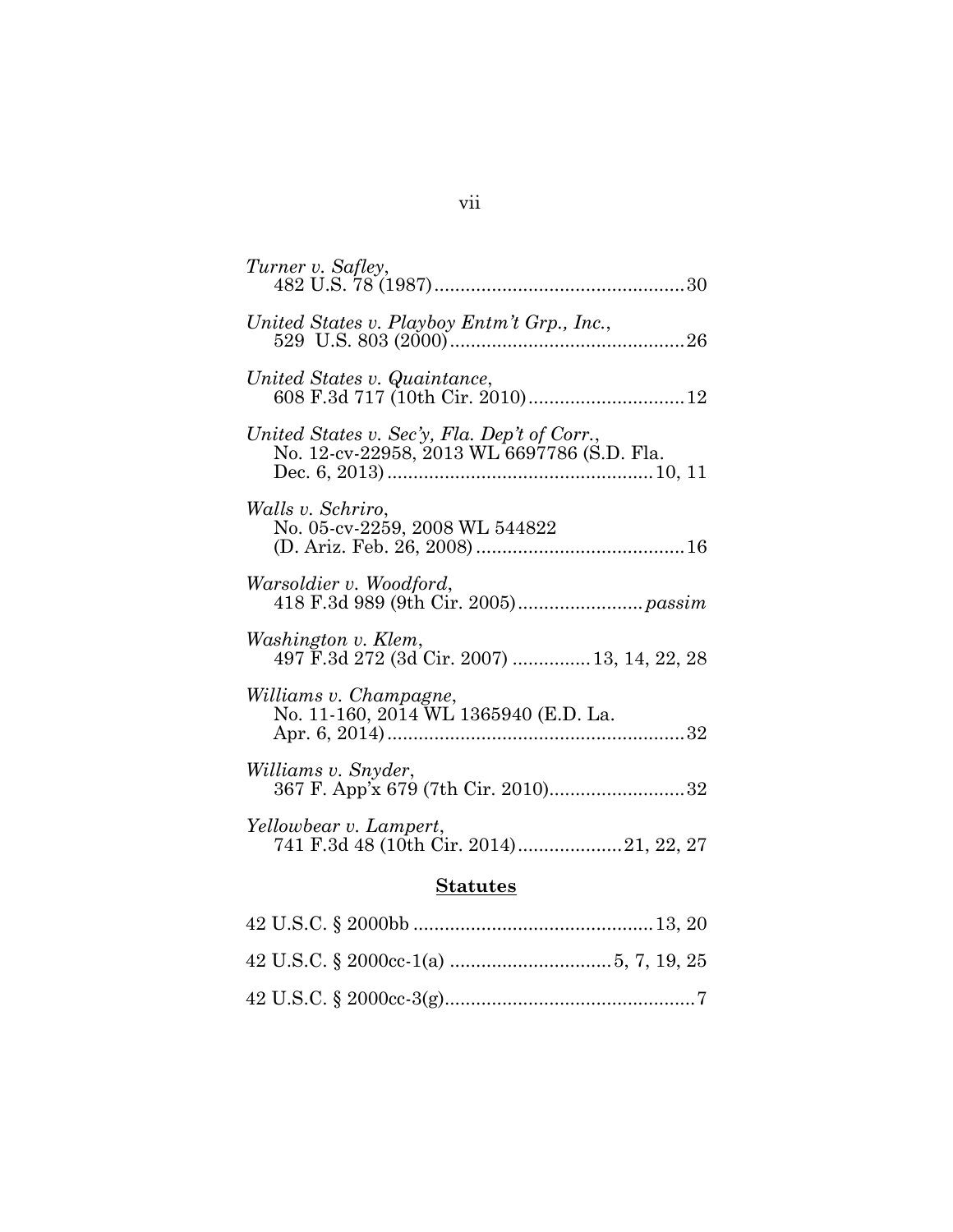*Turner v. Safley*,
482 U.S. 78 (1987) ................................................ 30

*United States v. Playboy Entm't Grp., Inc.*,
529 U.S. 803 (2000) ............................................. 26

*United States v. Quaintance*,
608 F.3d 717 (10th Cir. 2010) .............................. 12

*United States v. Sec'y, Fla. Dep't of Corr.*,
No. 12-cv-22958, 2013 WL 6697786 (S.D. Fla.
Dec. 6, 2013) .................................................. 10, 11

*Walls v. Schriro*,
No. 05-cv-2259, 2008 WL 544822
(D. Ariz. Feb. 26, 2008) ........................................ 16

*Warsoldier v. Woodford*,
418 F.3d 989 (9th Cir. 2005) ........................ *passim*

*Washington v. Klem*,
497 F.3d 272 (3d Cir. 2007) ............... 13, 14, 22, 28

*Williams v. Champagne*,
No. 11-160, 2014 WL 1365940 (E.D. La.
Apr. 6, 2014) ......................................................... 32

*Williams v. Snyder*,
367 F. App'x 679 (7th Cir. 2010) .......................... 32

*Yellowbear v. Lampert*,
741 F.3d 48 (10th Cir. 2014) .................... 21, 22, 27

## Statutes

42 U.S.C. § 2000bb .............................................. 13, 20

42 U.S.C. § 2000cc-1(a) ............................... 5, 7, 19, 25

42 U.S.C. § 2000cc-3(g) ................................................ 7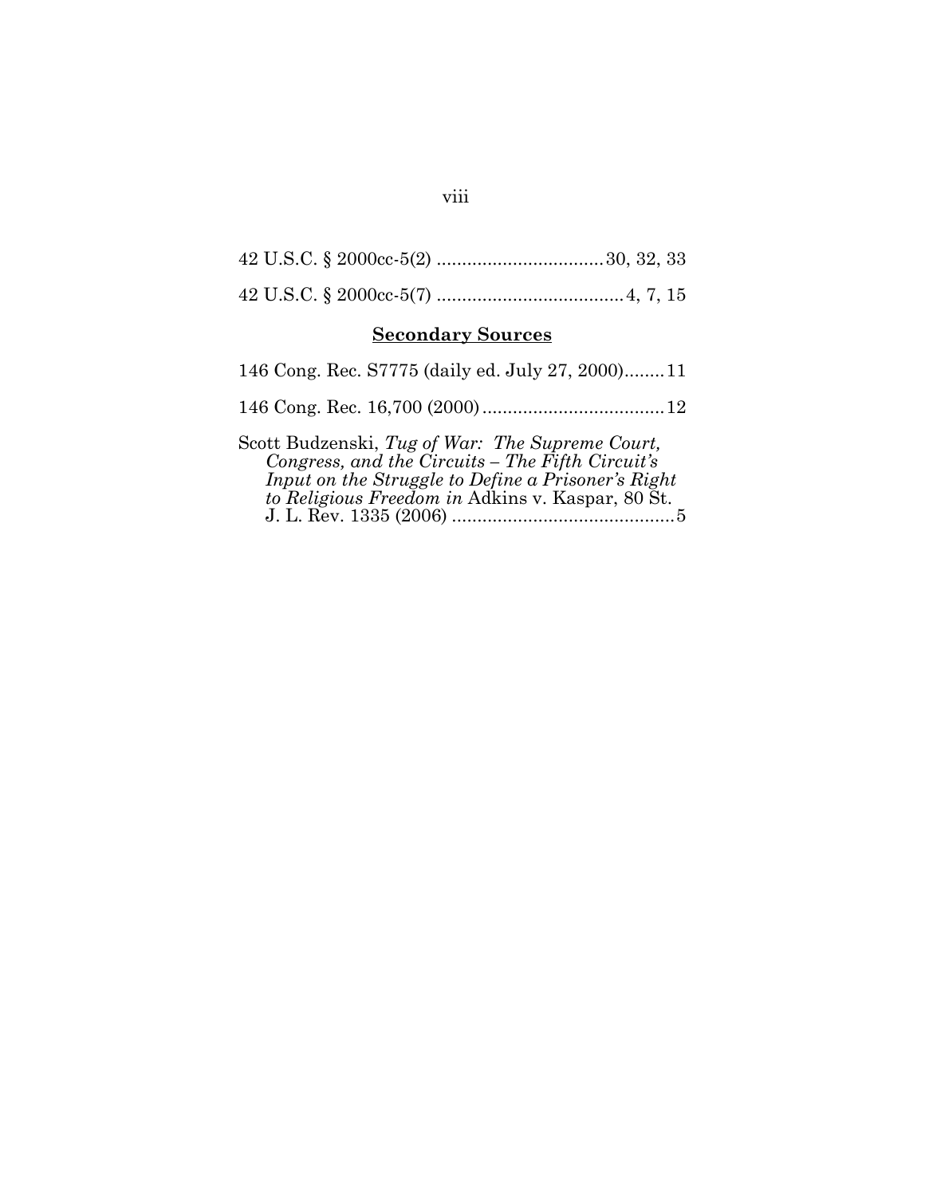42 U.S.C. § 2000cc-5(2) ................................ 30, 32, 33

42 U.S.C. § 2000cc-5(7) .................................... 4, 7, 15

**<u>Secondary Sources</u>**

146 Cong. Rec. S7775 (daily ed. July 27, 2000)........ 11

146 Cong. Rec. 16,700 (2000) .................................... 12

Scott Budzenski, *Tug of War: The Supreme Court, Congress, and the Circuits – The Fifth Circuit's Input on the Struggle to Define a Prisoner's Right to Religious Freedom in* Adkins v. Kaspar, 80 St. J. L. Rev. 1335 (2006) ............................................ 5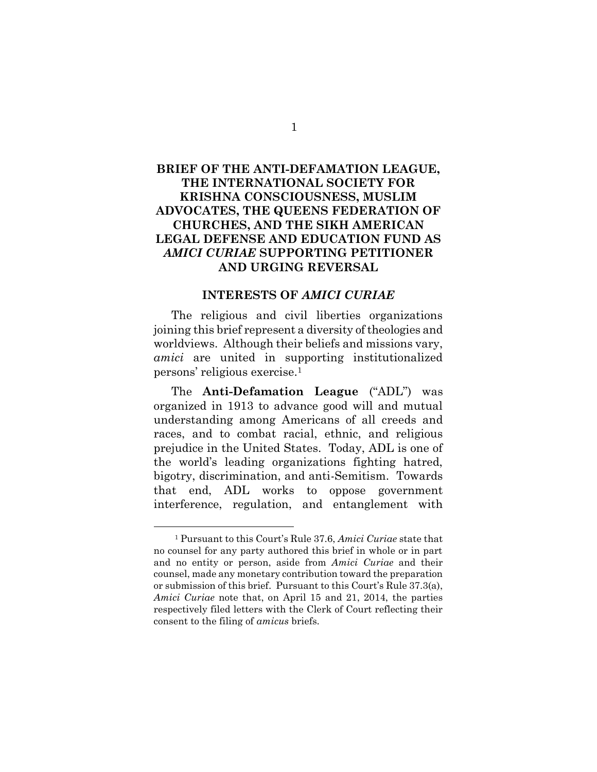**BRIEF OF THE ANTI-DEFAMATION LEAGUE, THE INTERNATIONAL SOCIETY FOR KRISHNA CONSCIOUSNESS, MUSLIM ADVOCATES, THE QUEENS FEDERATION OF CHURCHES, AND THE SIKH AMERICAN LEGAL DEFENSE AND EDUCATION FUND AS *AMICI CURIAE* SUPPORTING PETITIONER AND URGING REVERSAL**

## INTERESTS OF *AMICI CURIAE*

The religious and civil liberties organizations joining this brief represent a diversity of theologies and worldviews. Although their beliefs and missions vary, *amici* are united in supporting institutionalized persons' religious exercise.[1]

The **Anti-Defamation League** ("ADL") was organized in 1913 to advance good will and mutual understanding among Americans of all creeds and races, and to combat racial, ethnic, and religious prejudice in the United States. Today, ADL is one of the world's leading organizations fighting hatred, bigotry, discrimination, and anti-Semitism. Towards that end, ADL works to oppose government interference, regulation, and entanglement with

---

[1] Pursuant to this Court's Rule 37.6, *Amici Curiae* state that no counsel for any party authored this brief in whole or in part and no entity or person, aside from *Amici Curiae* and their counsel, made any monetary contribution toward the preparation or submission of this brief. Pursuant to this Court's Rule 37.3(a), *Amici Curiae* note that, on April 15 and 21, 2014, the parties respectively filed letters with the Clerk of Court reflecting their consent to the filing of *amicus* briefs.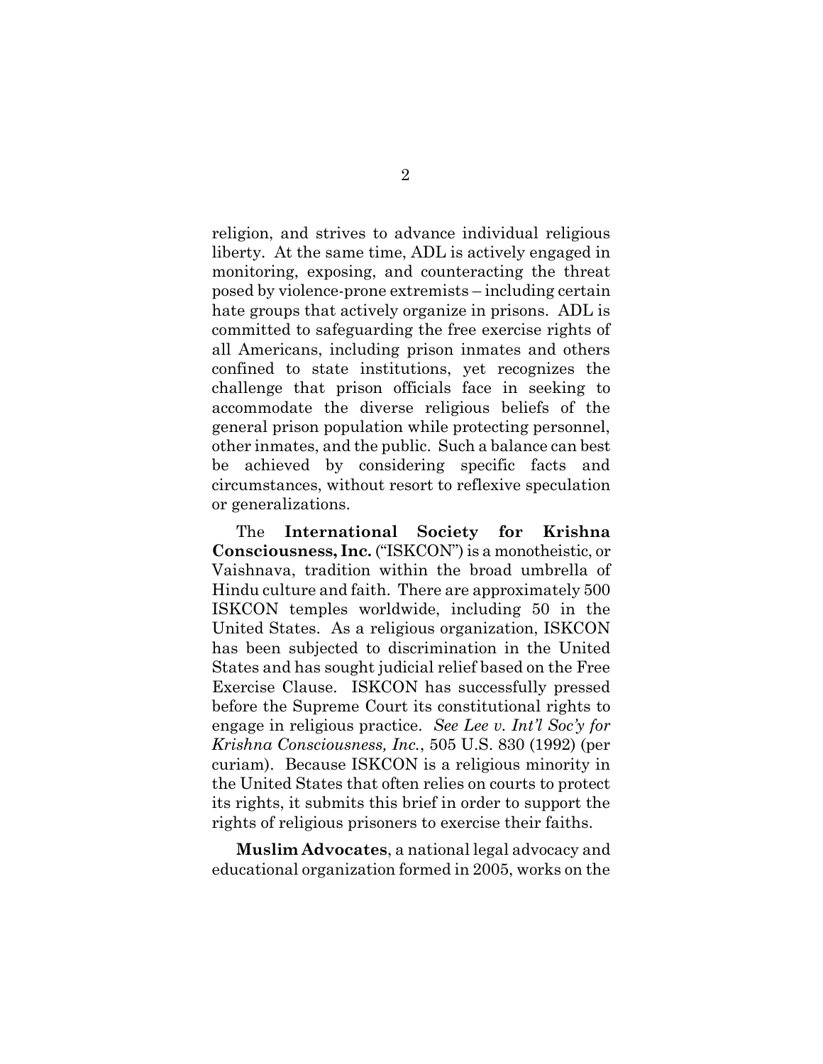religion, and strives to advance individual religious liberty. At the same time, ADL is actively engaged in monitoring, exposing, and counteracting the threat posed by violence-prone extremists – including certain hate groups that actively organize in prisons. ADL is committed to safeguarding the free exercise rights of all Americans, including prison inmates and others confined to state institutions, yet recognizes the challenge that prison officials face in seeking to accommodate the diverse religious beliefs of the general prison population while protecting personnel, other inmates, and the public. Such a balance can best be achieved by considering specific facts and circumstances, without resort to reflexive speculation or generalizations.

The **International Society for Krishna Consciousness, Inc.** ("ISKCON") is a monotheistic, or Vaishnava, tradition within the broad umbrella of Hindu culture and faith. There are approximately 500 ISKCON temples worldwide, including 50 in the United States. As a religious organization, ISKCON has been subjected to discrimination in the United States and has sought judicial relief based on the Free Exercise Clause. ISKCON has successfully pressed before the Supreme Court its constitutional rights to engage in religious practice. *See Lee v. Int'l Soc'y for Krishna Consciousness, Inc.*, 505 U.S. 830 (1992) (per curiam). Because ISKCON is a religious minority in the United States that often relies on courts to protect its rights, it submits this brief in order to support the rights of religious prisoners to exercise their faiths.

**Muslim Advocates**, a national legal advocacy and educational organization formed in 2005, works on the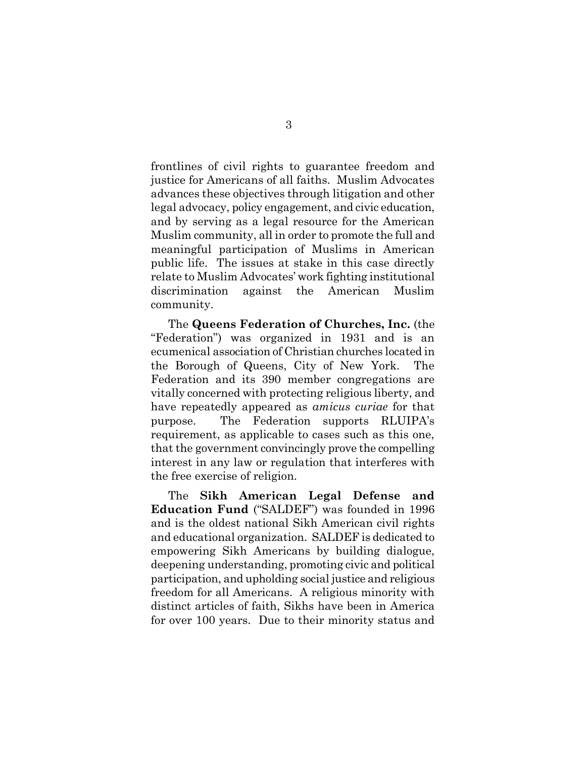frontlines of civil rights to guarantee freedom and justice for Americans of all faiths. Muslim Advocates advances these objectives through litigation and other legal advocacy, policy engagement, and civic education, and by serving as a legal resource for the American Muslim community, all in order to promote the full and meaningful participation of Muslims in American public life. The issues at stake in this case directly relate to Muslim Advocates' work fighting institutional discrimination against the American Muslim community.

The **Queens Federation of Churches, Inc.** (the "Federation") was organized in 1931 and is an ecumenical association of Christian churches located in the Borough of Queens, City of New York. The Federation and its 390 member congregations are vitally concerned with protecting religious liberty, and have repeatedly appeared as *amicus curiae* for that purpose. The Federation supports RLUIPA's requirement, as applicable to cases such as this one, that the government convincingly prove the compelling interest in any law or regulation that interferes with the free exercise of religion.

The **Sikh American Legal Defense and Education Fund** ("SALDEF") was founded in 1996 and is the oldest national Sikh American civil rights and educational organization. SALDEF is dedicated to empowering Sikh Americans by building dialogue, deepening understanding, promoting civic and political participation, and upholding social justice and religious freedom for all Americans. A religious minority with distinct articles of faith, Sikhs have been in America for over 100 years. Due to their minority status and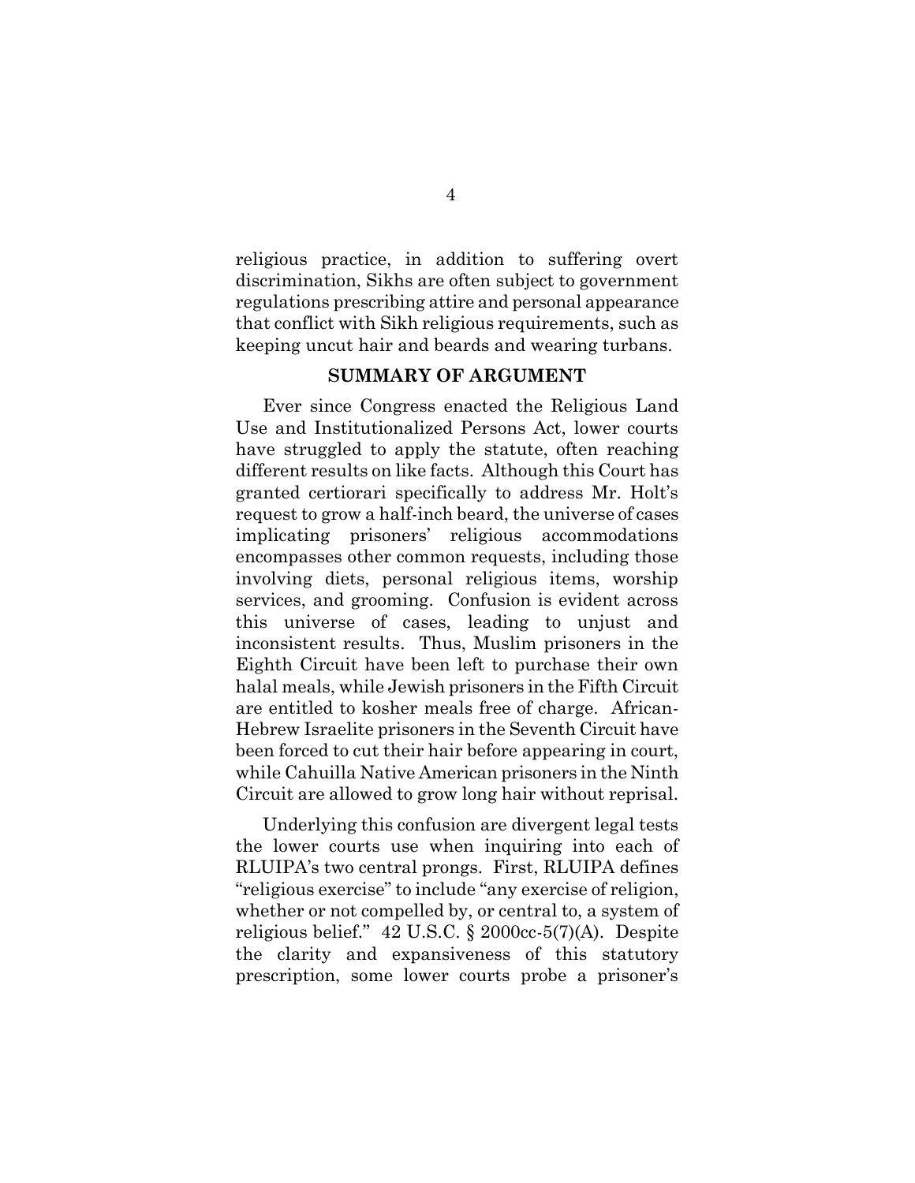religious practice, in addition to suffering overt discrimination, Sikhs are often subject to government regulations prescribing attire and personal appearance that conflict with Sikh religious requirements, such as keeping uncut hair and beards and wearing turbans.

## SUMMARY OF ARGUMENT

Ever since Congress enacted the Religious Land Use and Institutionalized Persons Act, lower courts have struggled to apply the statute, often reaching different results on like facts. Although this Court has granted certiorari specifically to address Mr. Holt's request to grow a half-inch beard, the universe of cases implicating prisoners' religious accommodations encompasses other common requests, including those involving diets, personal religious items, worship services, and grooming. Confusion is evident across this universe of cases, leading to unjust and inconsistent results. Thus, Muslim prisoners in the Eighth Circuit have been left to purchase their own halal meals, while Jewish prisoners in the Fifth Circuit are entitled to kosher meals free of charge. African-Hebrew Israelite prisoners in the Seventh Circuit have been forced to cut their hair before appearing in court, while Cahuilla Native American prisoners in the Ninth Circuit are allowed to grow long hair without reprisal.

Underlying this confusion are divergent legal tests the lower courts use when inquiring into each of RLUIPA's two central prongs. First, RLUIPA defines "religious exercise" to include "any exercise of religion, whether or not compelled by, or central to, a system of religious belief." 42 U.S.C. § 2000cc-5(7)(A). Despite the clarity and expansiveness of this statutory prescription, some lower courts probe a prisoner's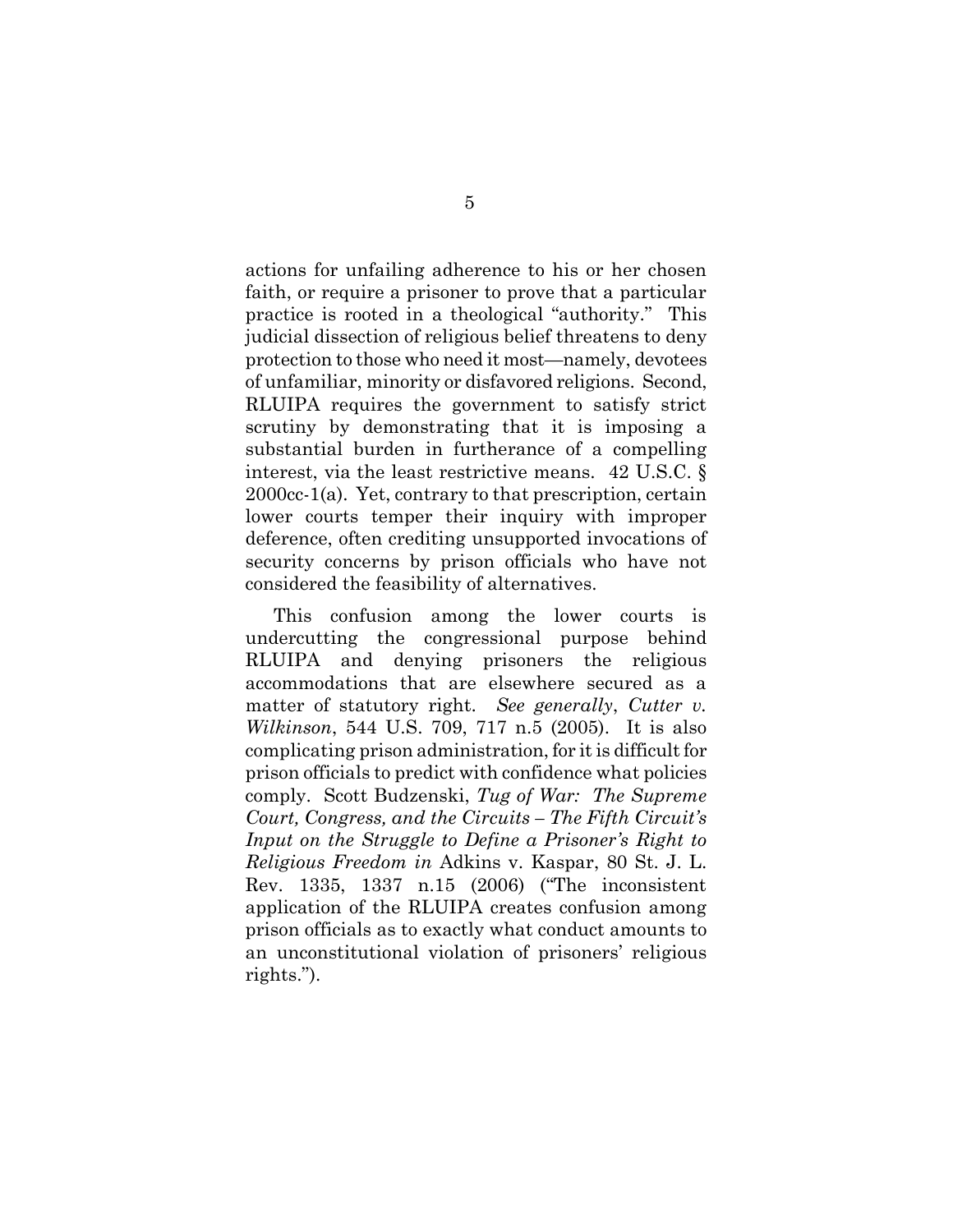actions for unfailing adherence to his or her chosen faith, or require a prisoner to prove that a particular practice is rooted in a theological "authority." This judicial dissection of religious belief threatens to deny protection to those who need it most—namely, devotees of unfamiliar, minority or disfavored religions. Second, RLUIPA requires the government to satisfy strict scrutiny by demonstrating that it is imposing a substantial burden in furtherance of a compelling interest, via the least restrictive means. 42 U.S.C. § 2000cc-1(a). Yet, contrary to that prescription, certain lower courts temper their inquiry with improper deference, often crediting unsupported invocations of security concerns by prison officials who have not considered the feasibility of alternatives.

This confusion among the lower courts is undercutting the congressional purpose behind RLUIPA and denying prisoners the religious accommodations that are elsewhere secured as a matter of statutory right. *See generally*, *Cutter v. Wilkinson*, 544 U.S. 709, 717 n.5 (2005). It is also complicating prison administration, for it is difficult for prison officials to predict with confidence what policies comply. Scott Budzenski, *Tug of War: The Supreme Court, Congress, and the Circuits – The Fifth Circuit's Input on the Struggle to Define a Prisoner's Right to Religious Freedom in* Adkins v. Kaspar, 80 St. J. L. Rev. 1335, 1337 n.15 (2006) ("The inconsistent application of the RLUIPA creates confusion among prison officials as to exactly what conduct amounts to an unconstitutional violation of prisoners' religious rights.").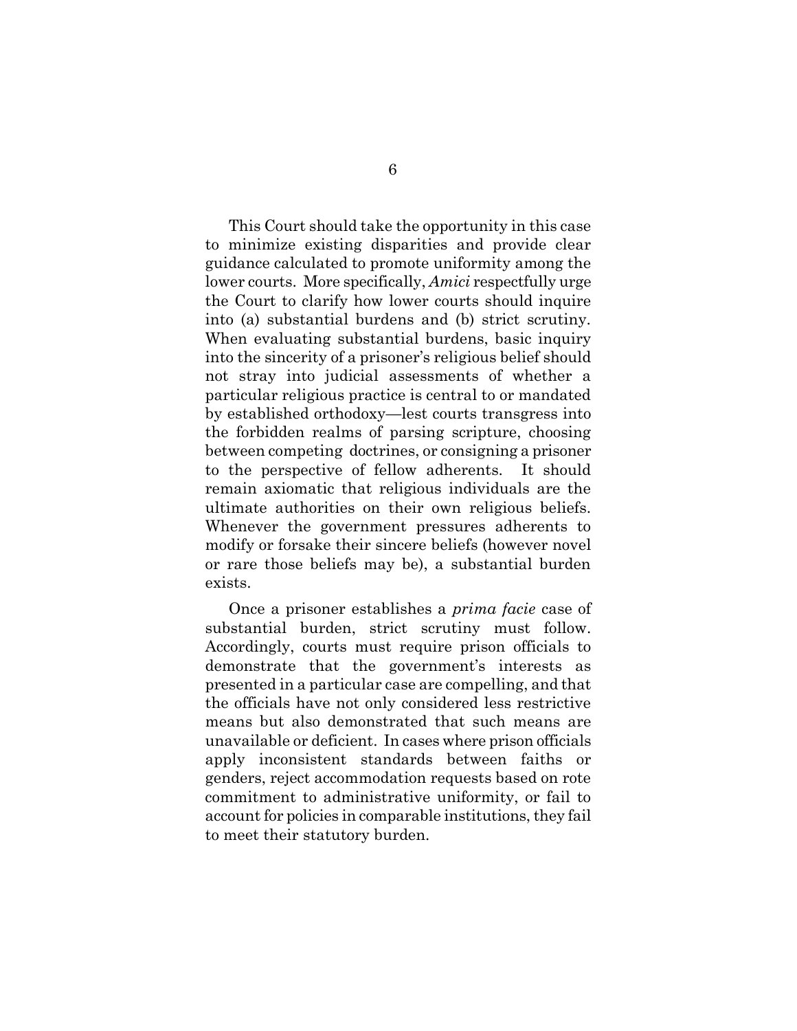This Court should take the opportunity in this case to minimize existing disparities and provide clear guidance calculated to promote uniformity among the lower courts. More specifically, *Amici* respectfully urge the Court to clarify how lower courts should inquire into (a) substantial burdens and (b) strict scrutiny. When evaluating substantial burdens, basic inquiry into the sincerity of a prisoner's religious belief should not stray into judicial assessments of whether a particular religious practice is central to or mandated by established orthodoxy—lest courts transgress into the forbidden realms of parsing scripture, choosing between competing doctrines, or consigning a prisoner to the perspective of fellow adherents. It should remain axiomatic that religious individuals are the ultimate authorities on their own religious beliefs. Whenever the government pressures adherents to modify or forsake their sincere beliefs (however novel or rare those beliefs may be), a substantial burden exists.

Once a prisoner establishes a *prima facie* case of substantial burden, strict scrutiny must follow. Accordingly, courts must require prison officials to demonstrate that the government's interests as presented in a particular case are compelling, and that the officials have not only considered less restrictive means but also demonstrated that such means are unavailable or deficient. In cases where prison officials apply inconsistent standards between faiths or genders, reject accommodation requests based on rote commitment to administrative uniformity, or fail to account for policies in comparable institutions, they fail to meet their statutory burden.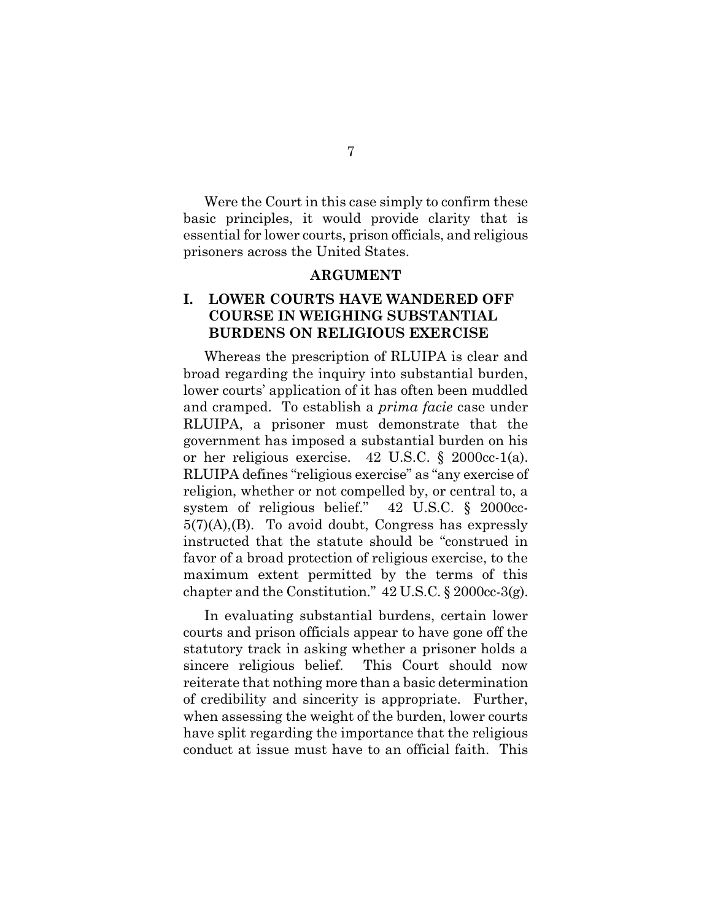Were the Court in this case simply to confirm these basic principles, it would provide clarity that is essential for lower courts, prison officials, and religious prisoners across the United States.

## ARGUMENT

### I. LOWER COURTS HAVE WANDERED OFF COURSE IN WEIGHING SUBSTANTIAL BURDENS ON RELIGIOUS EXERCISE

Whereas the prescription of RLUIPA is clear and broad regarding the inquiry into substantial burden, lower courts' application of it has often been muddled and cramped. To establish a *prima facie* case under RLUIPA, a prisoner must demonstrate that the government has imposed a substantial burden on his or her religious exercise. 42 U.S.C. § 2000cc-1(a). RLUIPA defines "religious exercise" as "any exercise of religion, whether or not compelled by, or central to, a system of religious belief." 42 U.S.C. § 2000cc-5(7)(A),(B). To avoid doubt, Congress has expressly instructed that the statute should be "construed in favor of a broad protection of religious exercise, to the maximum extent permitted by the terms of this chapter and the Constitution." 42 U.S.C. § 2000cc-3(g).

In evaluating substantial burdens, certain lower courts and prison officials appear to have gone off the statutory track in asking whether a prisoner holds a sincere religious belief. This Court should now reiterate that nothing more than a basic determination of credibility and sincerity is appropriate. Further, when assessing the weight of the burden, lower courts have split regarding the importance that the religious conduct at issue must have to an official faith. This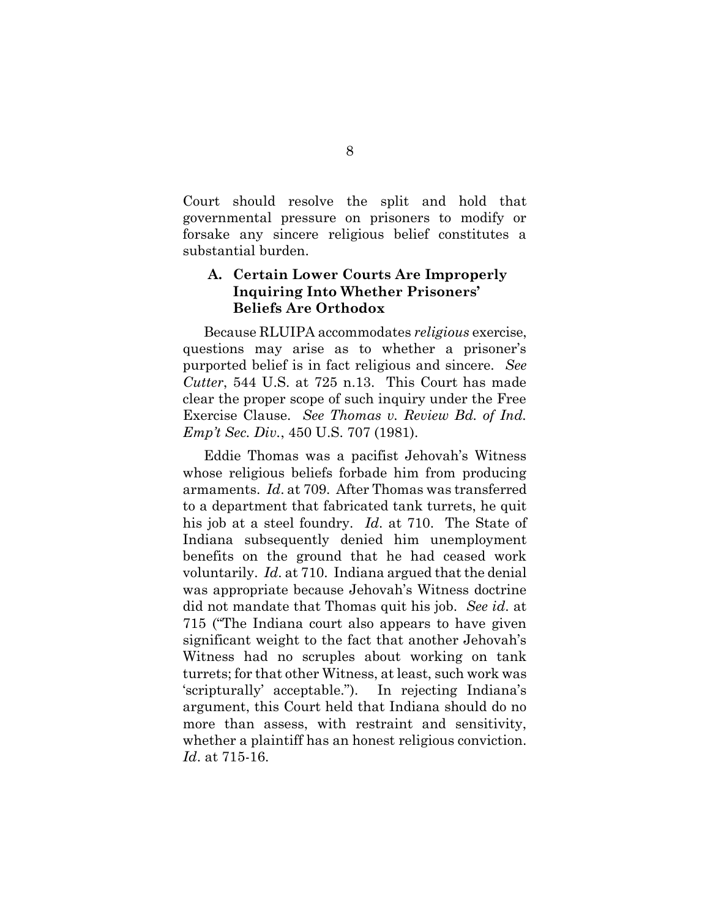Court should resolve the split and hold that governmental pressure on prisoners to modify or forsake any sincere religious belief constitutes a substantial burden.

### A. Certain Lower Courts Are Improperly Inquiring Into Whether Prisoners' Beliefs Are Orthodox

Because RLUIPA accommodates *religious* exercise, questions may arise as to whether a prisoner's purported belief is in fact religious and sincere. *See Cutter*, 544 U.S. at 725 n.13. This Court has made clear the proper scope of such inquiry under the Free Exercise Clause. *See Thomas v. Review Bd. of Ind. Emp't Sec. Div.*, 450 U.S. 707 (1981).

Eddie Thomas was a pacifist Jehovah's Witness whose religious beliefs forbade him from producing armaments. *Id*. at 709. After Thomas was transferred to a department that fabricated tank turrets, he quit his job at a steel foundry. *Id*. at 710. The State of Indiana subsequently denied him unemployment benefits on the ground that he had ceased work voluntarily. *Id*. at 710. Indiana argued that the denial was appropriate because Jehovah's Witness doctrine did not mandate that Thomas quit his job. *See id*. at 715 ("The Indiana court also appears to have given significant weight to the fact that another Jehovah's Witness had no scruples about working on tank turrets; for that other Witness, at least, such work was 'scripturally' acceptable."). In rejecting Indiana's argument, this Court held that Indiana should do no more than assess, with restraint and sensitivity, whether a plaintiff has an honest religious conviction. *Id*. at 715-16.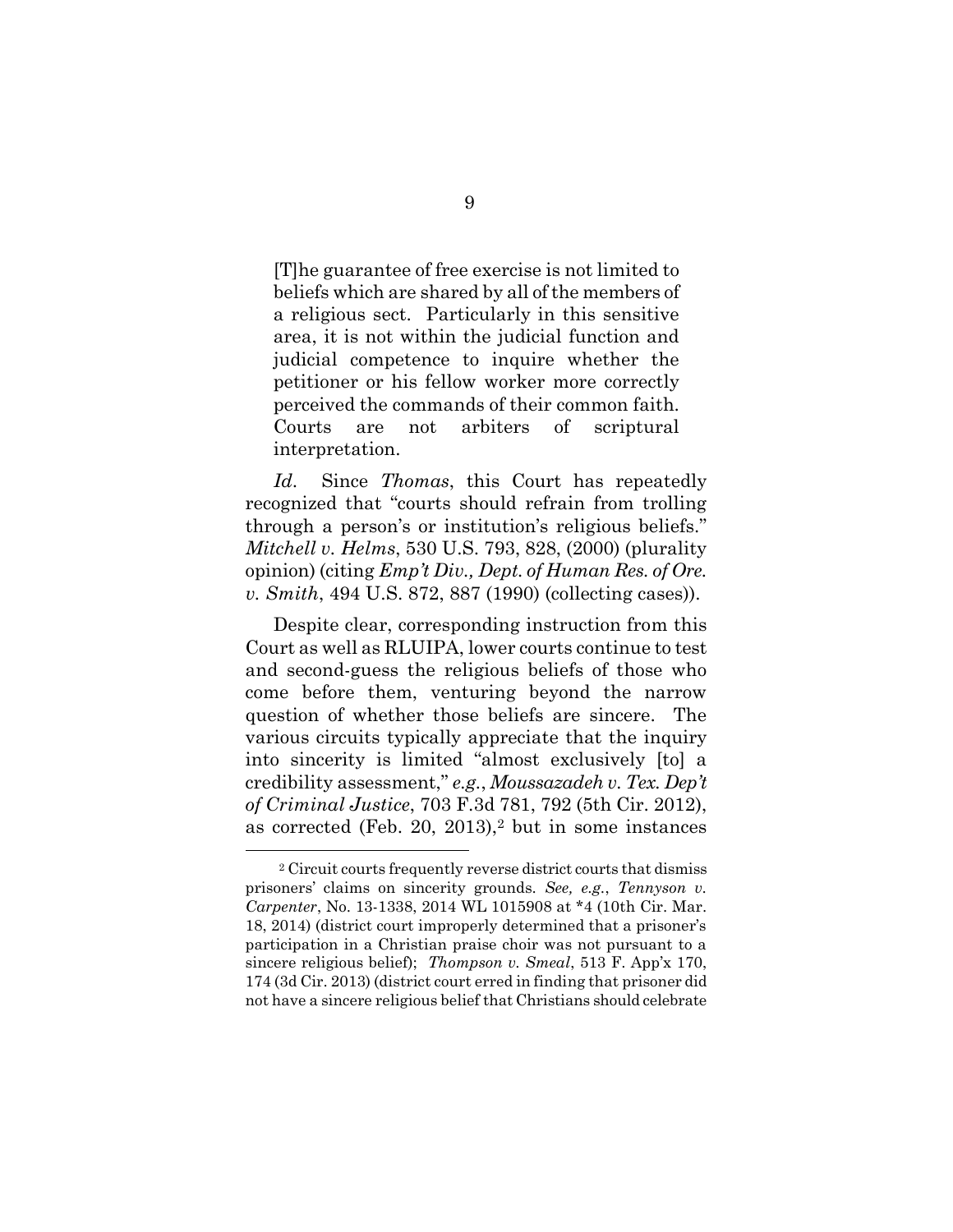> [T]he guarantee of free exercise is not limited to beliefs which are shared by all of the members of a religious sect. Particularly in this sensitive area, it is not within the judicial function and judicial competence to inquire whether the petitioner or his fellow worker more correctly perceived the commands of their common faith. Courts are not arbiters of scriptural interpretation.

*Id*. Since *Thomas*, this Court has repeatedly recognized that "courts should refrain from trolling through a person's or institution's religious beliefs." *Mitchell v. Helms*, 530 U.S. 793, 828, (2000) (plurality opinion) (citing *Emp't Div., Dept. of Human Res. of Ore. v. Smith*, 494 U.S. 872, 887 (1990) (collecting cases)).

Despite clear, corresponding instruction from this Court as well as RLUIPA, lower courts continue to test and second-guess the religious beliefs of those who come before them, venturing beyond the narrow question of whether those beliefs are sincere. The various circuits typically appreciate that the inquiry into sincerity is limited "almost exclusively [to] a credibility assessment," *e.g.*, *Moussazadeh v. Tex. Dep't of Criminal Justice*, 703 F.3d 781, 792 (5th Cir. 2012), as corrected (Feb. 20, 2013),[2] but in some instances

---

[2] Circuit courts frequently reverse district courts that dismiss prisoners' claims on sincerity grounds. *See, e.g.*, *Tennyson v. Carpenter*, No. 13-1338, 2014 WL 1015908 at *4 (10th Cir. Mar. 18, 2014) (district court improperly determined that a prisoner's participation in a Christian praise choir was not pursuant to a sincere religious belief); *Thompson v. Smeal*, 513 F. App'x 170, 174 (3d Cir. 2013) (district court erred in finding that prisoner did not have a sincere religious belief that Christians should celebrate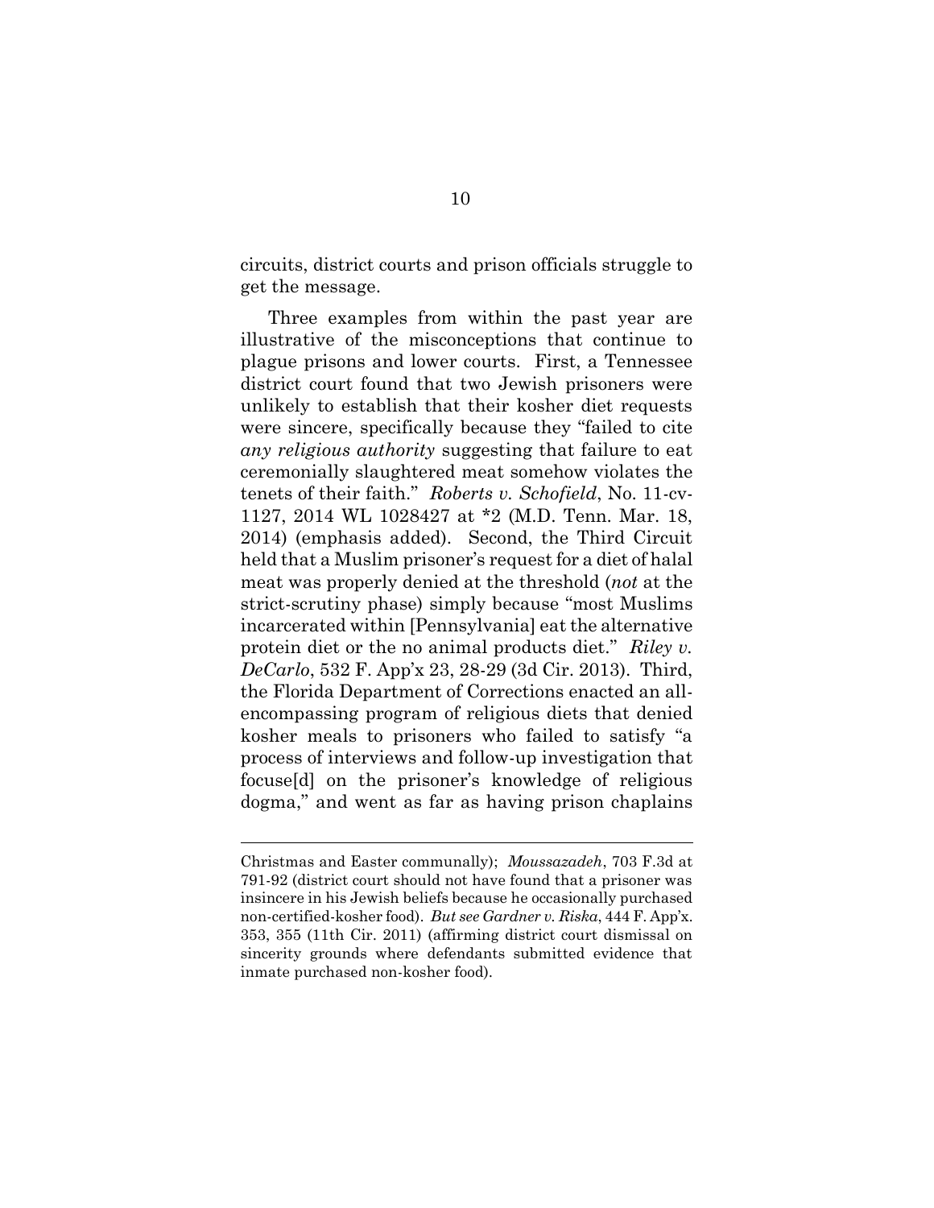circuits, district courts and prison officials struggle to get the message.

Three examples from within the past year are illustrative of the misconceptions that continue to plague prisons and lower courts. First, a Tennessee district court found that two Jewish prisoners were unlikely to establish that their kosher diet requests were sincere, specifically because they "failed to cite *any religious authority* suggesting that failure to eat ceremonially slaughtered meat somehow violates the tenets of their faith." *Roberts v. Schofield*, No. 11-cv-1127, 2014 WL 1028427 at *2 (M.D. Tenn. Mar. 18, 2014) (emphasis added). Second, the Third Circuit held that a Muslim prisoner's request for a diet of halal meat was properly denied at the threshold (*not* at the strict-scrutiny phase) simply because "most Muslims incarcerated within [Pennsylvania] eat the alternative protein diet or the no animal products diet." *Riley v. DeCarlo*, 532 F. App'x 23, 28-29 (3d Cir. 2013). Third, the Florida Department of Corrections enacted an all-encompassing program of religious diets that denied kosher meals to prisoners who failed to satisfy "a process of interviews and follow-up investigation that focuse[d] on the prisoner's knowledge of religious dogma," and went as far as having prison chaplains

---

Christmas and Easter communally); *Moussazadeh*, 703 F.3d at 791-92 (district court should not have found that a prisoner was insincere in his Jewish beliefs because he occasionally purchased non-certified-kosher food). *But see Gardner v. Riska*, 444 F. App'x. 353, 355 (11th Cir. 2011) (affirming district court dismissal on sincerity grounds where defendants submitted evidence that inmate purchased non-kosher food).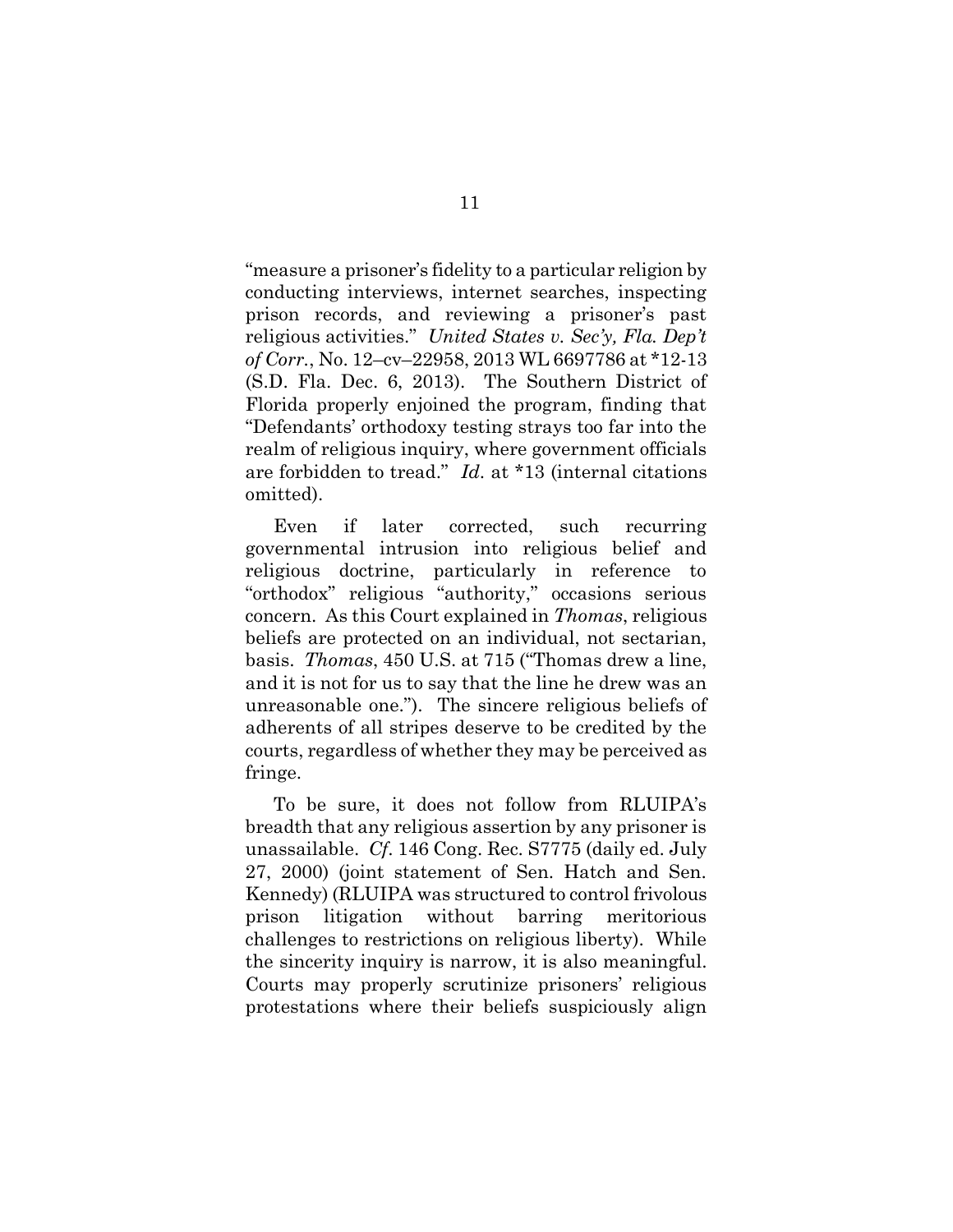"measure a prisoner's fidelity to a particular religion by conducting interviews, internet searches, inspecting prison records, and reviewing a prisoner's past religious activities." *United States v. Sec'y, Fla. Dep't of Corr.*, No. 12–cv–22958, 2013 WL 6697786 at *12-13 (S.D. Fla. Dec. 6, 2013). The Southern District of Florida properly enjoined the program, finding that "Defendants' orthodoxy testing strays too far into the realm of religious inquiry, where government officials are forbidden to tread." *Id*. at *13 (internal citations omitted).

Even if later corrected, such recurring governmental intrusion into religious belief and religious doctrine, particularly in reference to "orthodox" religious "authority," occasions serious concern. As this Court explained in *Thomas*, religious beliefs are protected on an individual, not sectarian, basis. *Thomas*, 450 U.S. at 715 ("Thomas drew a line, and it is not for us to say that the line he drew was an unreasonable one."). The sincere religious beliefs of adherents of all stripes deserve to be credited by the courts, regardless of whether they may be perceived as fringe.

To be sure, it does not follow from RLUIPA's breadth that any religious assertion by any prisoner is unassailable. *Cf*. 146 Cong. Rec. S7775 (daily ed. July 27, 2000) (joint statement of Sen. Hatch and Sen. Kennedy) (RLUIPA was structured to control frivolous prison litigation without barring meritorious challenges to restrictions on religious liberty). While the sincerity inquiry is narrow, it is also meaningful. Courts may properly scrutinize prisoners' religious protestations where their beliefs suspiciously align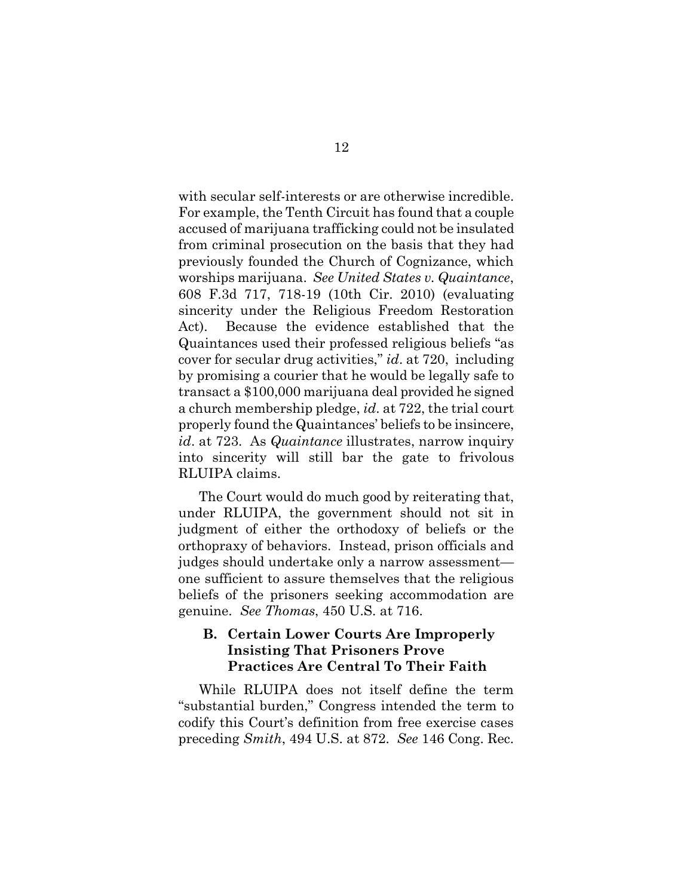with secular self-interests or are otherwise incredible. For example, the Tenth Circuit has found that a couple accused of marijuana trafficking could not be insulated from criminal prosecution on the basis that they had previously founded the Church of Cognizance, which worships marijuana. *See United States v. Quaintance*, 608 F.3d 717, 718-19 (10th Cir. 2010) (evaluating sincerity under the Religious Freedom Restoration Act). Because the evidence established that the Quaintances used their professed religious beliefs "as cover for secular drug activities," *id*. at 720, including by promising a courier that he would be legally safe to transact a $100,000 marijuana deal provided he signed a church membership pledge, *id*. at 722, the trial court properly found the Quaintances' beliefs to be insincere, *id*. at 723. As *Quaintance* illustrates, narrow inquiry into sincerity will still bar the gate to frivolous RLUIPA claims.

The Court would do much good by reiterating that, under RLUIPA, the government should not sit in judgment of either the orthodoxy of beliefs or the orthopraxy of behaviors. Instead, prison officials and judges should undertake only a narrow assessment—one sufficient to assure themselves that the religious beliefs of the prisoners seeking accommodation are genuine. *See Thomas*, 450 U.S. at 716.

### B. Certain Lower Courts Are Improperly Insisting That Prisoners Prove Practices Are Central To Their Faith

While RLUIPA does not itself define the term "substantial burden," Congress intended the term to codify this Court's definition from free exercise cases preceding *Smith*, 494 U.S. at 872. *See* 146 Cong. Rec.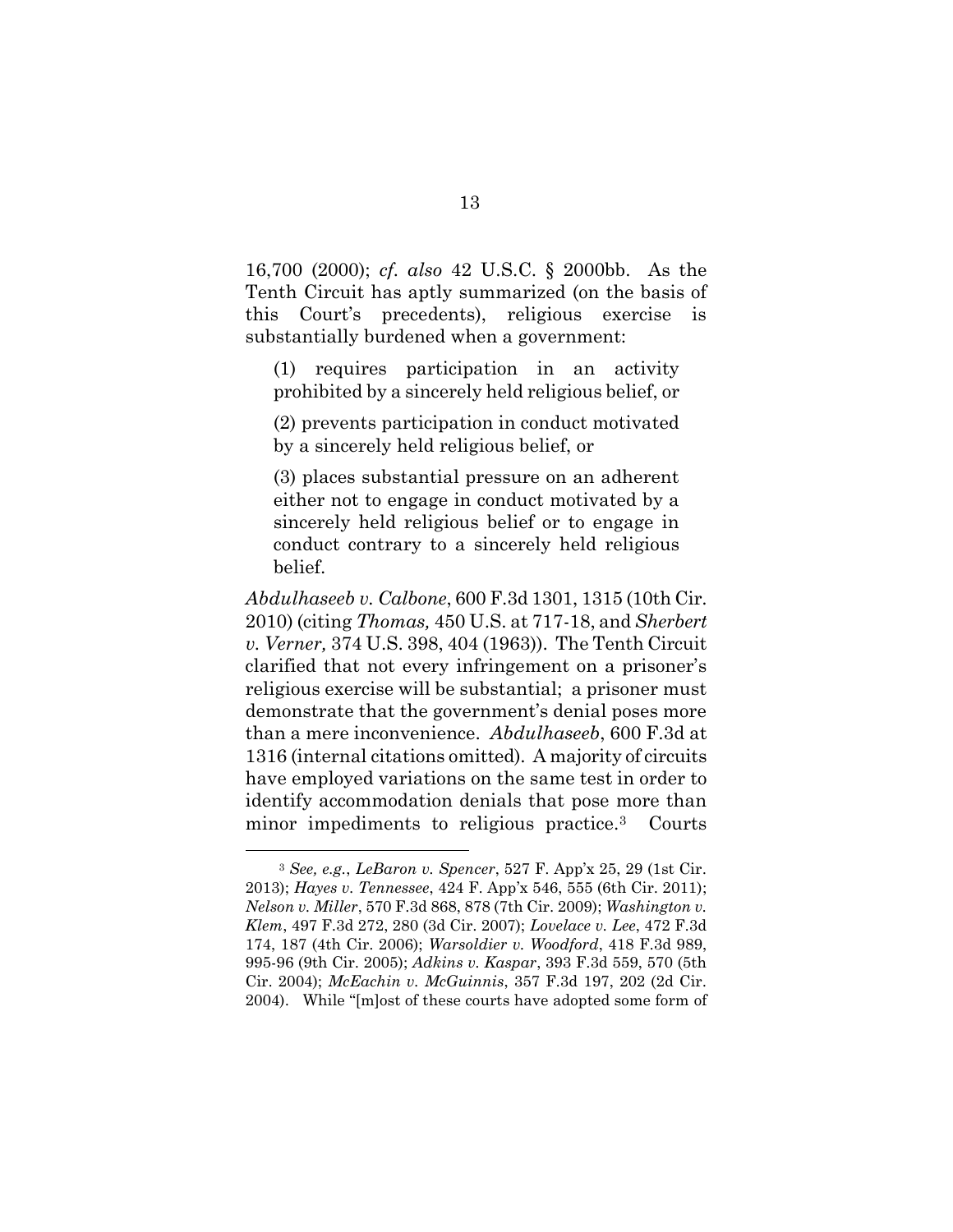16,700 (2000); *cf. also* 42 U.S.C. § 2000bb. As the Tenth Circuit has aptly summarized (on the basis of this Court's precedents), religious exercise is substantially burdened when a government:

> (1) requires participation in an activity prohibited by a sincerely held religious belief, or
>
> (2) prevents participation in conduct motivated by a sincerely held religious belief, or
>
> (3) places substantial pressure on an adherent either not to engage in conduct motivated by a sincerely held religious belief or to engage in conduct contrary to a sincerely held religious belief.

*Abdulhaseeb v. Calbone*, 600 F.3d 1301, 1315 (10th Cir. 2010) (citing *Thomas,* 450 U.S. at 717-18, and *Sherbert v. Verner,* 374 U.S. 398, 404 (1963)). The Tenth Circuit clarified that not every infringement on a prisoner's religious exercise will be substantial; a prisoner must demonstrate that the government's denial poses more than a mere inconvenience. *Abdulhaseeb*, 600 F.3d at 1316 (internal citations omitted). A majority of circuits have employed variations on the same test in order to identify accommodation denials that pose more than minor impediments to religious practice.[3] Courts

---

[3] *See, e.g.*, *LeBaron v. Spencer*, 527 F. App'x 25, 29 (1st Cir. 2013); *Hayes v. Tennessee*, 424 F. App'x 546, 555 (6th Cir. 2011); *Nelson v. Miller*, 570 F.3d 868, 878 (7th Cir. 2009); *Washington v. Klem*, 497 F.3d 272, 280 (3d Cir. 2007); *Lovelace v. Lee*, 472 F.3d 174, 187 (4th Cir. 2006); *Warsoldier v. Woodford*, 418 F.3d 989, 995-96 (9th Cir. 2005); *Adkins v. Kaspar*, 393 F.3d 559, 570 (5th Cir. 2004); *McEachin v. McGuinnis*, 357 F.3d 197, 202 (2d Cir. 2004). While "[m]ost of these courts have adopted some form of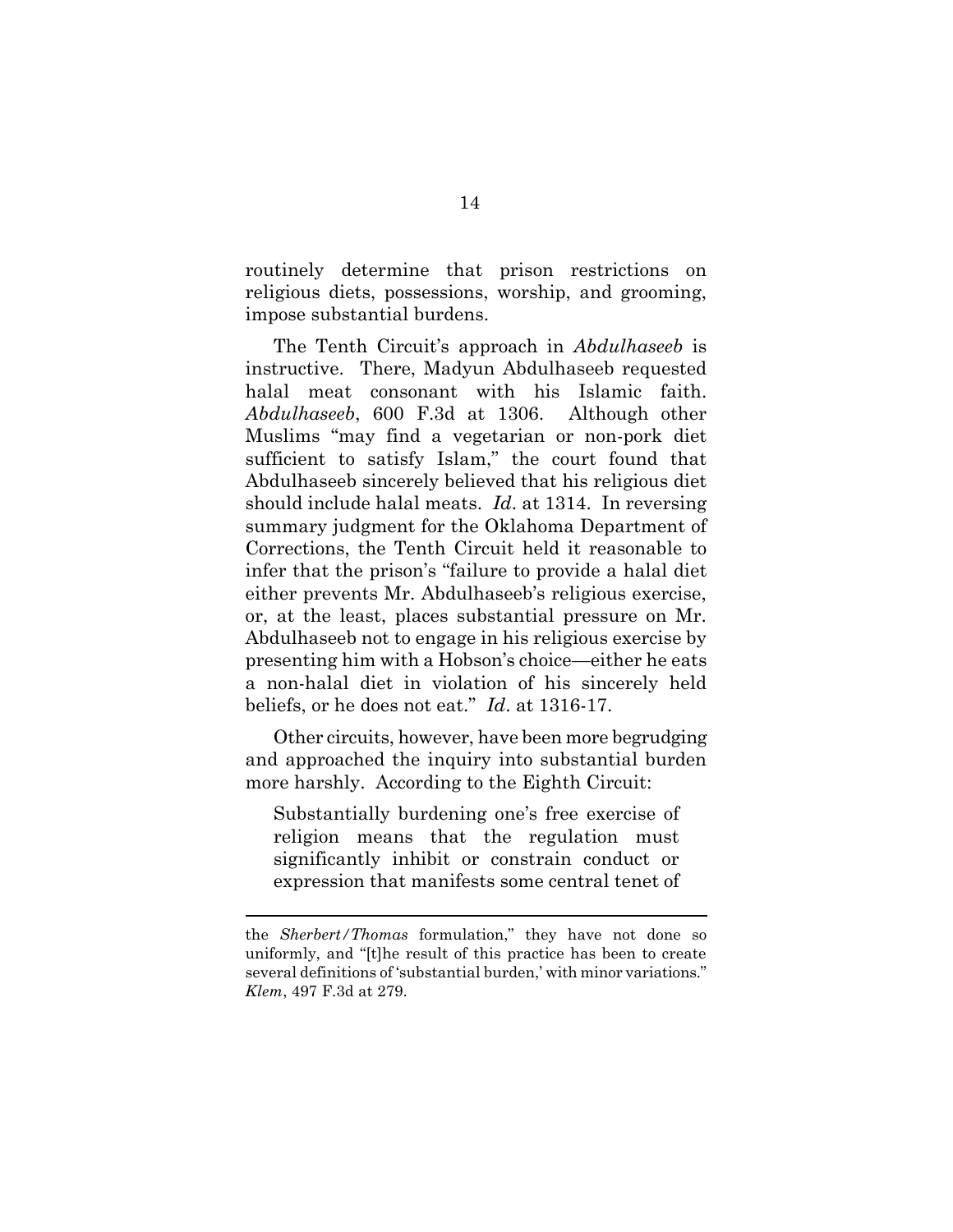routinely determine that prison restrictions on religious diets, possessions, worship, and grooming, impose substantial burdens.

The Tenth Circuit's approach in *Abdulhaseeb* is instructive. There, Madyun Abdulhaseeb requested halal meat consonant with his Islamic faith. *Abdulhaseeb*, 600 F.3d at 1306. Although other Muslims "may find a vegetarian or non-pork diet sufficient to satisfy Islam," the court found that Abdulhaseeb sincerely believed that his religious diet should include halal meats. *Id*. at 1314. In reversing summary judgment for the Oklahoma Department of Corrections, the Tenth Circuit held it reasonable to infer that the prison's "failure to provide a halal diet either prevents Mr. Abdulhaseeb's religious exercise, or, at the least, places substantial pressure on Mr. Abdulhaseeb not to engage in his religious exercise by presenting him with a Hobson's choice—either he eats a non-halal diet in violation of his sincerely held beliefs, or he does not eat." *Id*. at 1316-17.

Other circuits, however, have been more begrudging and approached the inquiry into substantial burden more harshly. According to the Eighth Circuit:

> Substantially burdening one's free exercise of religion means that the regulation must significantly inhibit or constrain conduct or expression that manifests some central tenet of

---

the *Sherbert/Thomas* formulation," they have not done so uniformly, and "[t]he result of this practice has been to create several definitions of 'substantial burden,' with minor variations." *Klem*, 497 F.3d at 279.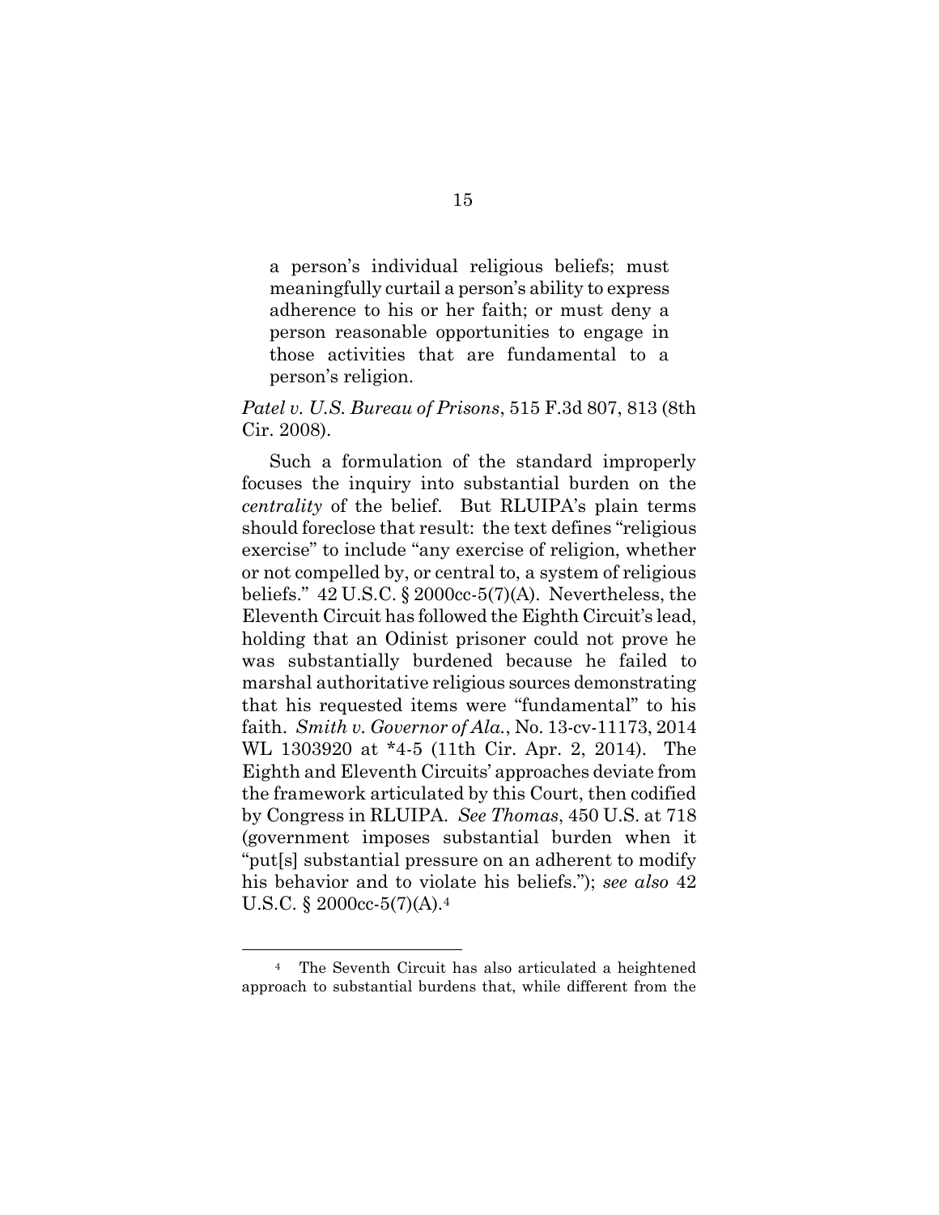> a person's individual religious beliefs; must meaningfully curtail a person's ability to express adherence to his or her faith; or must deny a person reasonable opportunities to engage in those activities that are fundamental to a person's religion.

*Patel v. U.S. Bureau of Prisons*, 515 F.3d 807, 813 (8th Cir. 2008).

Such a formulation of the standard improperly focuses the inquiry into substantial burden on the *centrality* of the belief. But RLUIPA's plain terms should foreclose that result: the text defines "religious exercise" to include "any exercise of religion, whether or not compelled by, or central to, a system of religious beliefs." 42 U.S.C. § 2000cc-5(7)(A). Nevertheless, the Eleventh Circuit has followed the Eighth Circuit's lead, holding that an Odinist prisoner could not prove he was substantially burdened because he failed to marshal authoritative religious sources demonstrating that his requested items were "fundamental" to his faith. *Smith v. Governor of Ala.*, No. 13-cv-11173, 2014 WL 1303920 at *4-5 (11th Cir. Apr. 2, 2014). The Eighth and Eleventh Circuits' approaches deviate from the framework articulated by this Court, then codified by Congress in RLUIPA. *See Thomas*, 450 U.S. at 718 (government imposes substantial burden when it "put[s] substantial pressure on an adherent to modify his behavior and to violate his beliefs."); *see also* 42 U.S.C. § 2000cc-5(7)(A).[4]

[4] The Seventh Circuit has also articulated a heightened approach to substantial burdens that, while different from the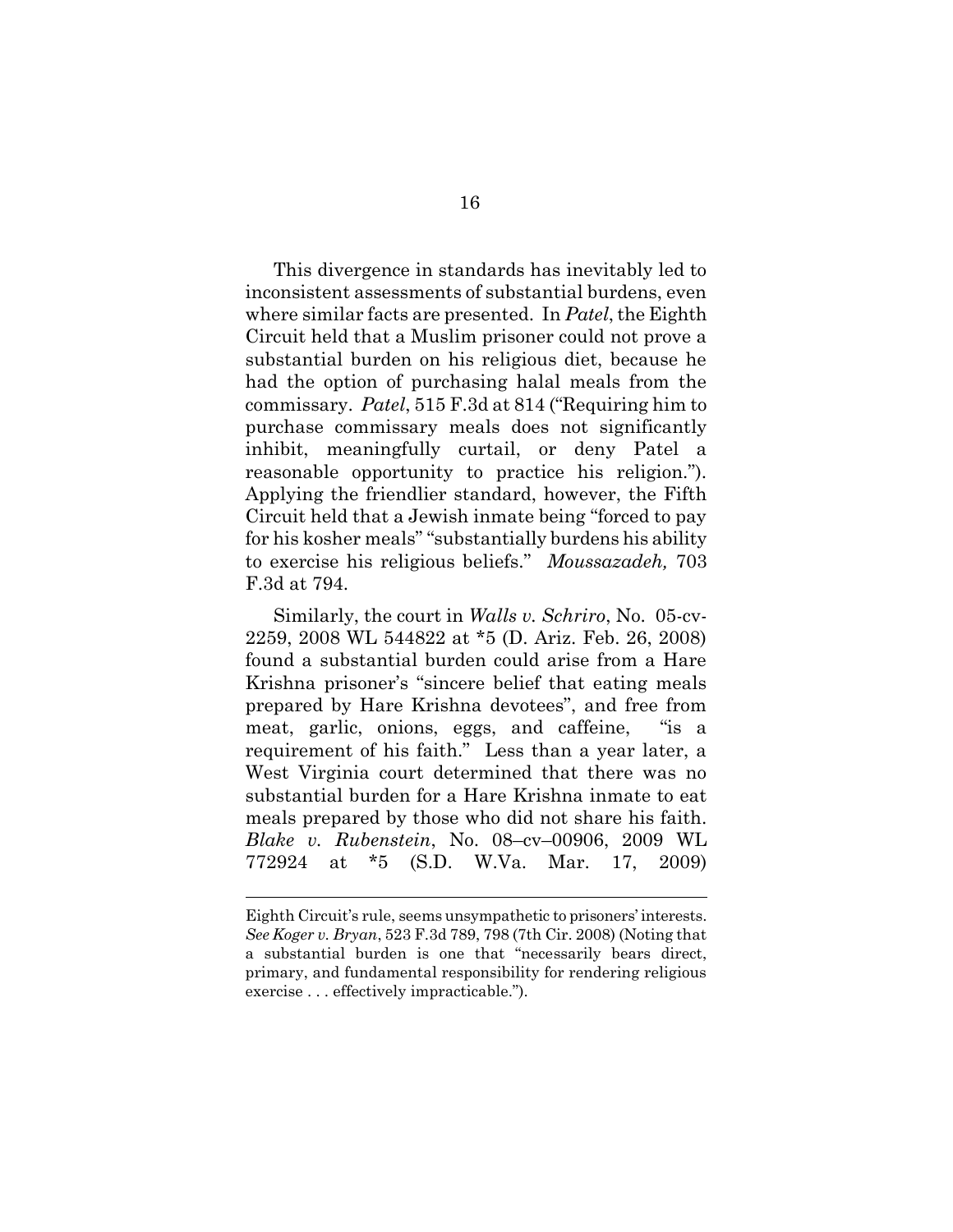This divergence in standards has inevitably led to inconsistent assessments of substantial burdens, even where similar facts are presented. In *Patel*, the Eighth Circuit held that a Muslim prisoner could not prove a substantial burden on his religious diet, because he had the option of purchasing halal meals from the commissary. *Patel*, 515 F.3d at 814 ("Requiring him to purchase commissary meals does not significantly inhibit, meaningfully curtail, or deny Patel a reasonable opportunity to practice his religion."). Applying the friendlier standard, however, the Fifth Circuit held that a Jewish inmate being "forced to pay for his kosher meals" "substantially burdens his ability to exercise his religious beliefs." *Moussazadeh,* 703 F.3d at 794.

Similarly, the court in *Walls v. Schriro*, No. 05-cv-2259, 2008 WL 544822 at \*5 (D. Ariz. Feb. 26, 2008) found a substantial burden could arise from a Hare Krishna prisoner's "sincere belief that eating meals prepared by Hare Krishna devotees", and free from meat, garlic, onions, eggs, and caffeine, "is a requirement of his faith." Less than a year later, a West Virginia court determined that there was no substantial burden for a Hare Krishna inmate to eat meals prepared by those who did not share his faith. *Blake v. Rubenstein*, No. 08–cv–00906, 2009 WL 772924 at \*5 (S.D. W.Va. Mar. 17, 2009)

---

Eighth Circuit's rule, seems unsympathetic to prisoners' interests. *See Koger v. Bryan*, 523 F.3d 789, 798 (7th Cir. 2008) (Noting that a substantial burden is one that "necessarily bears direct, primary, and fundamental responsibility for rendering religious exercise . . . effectively impracticable.").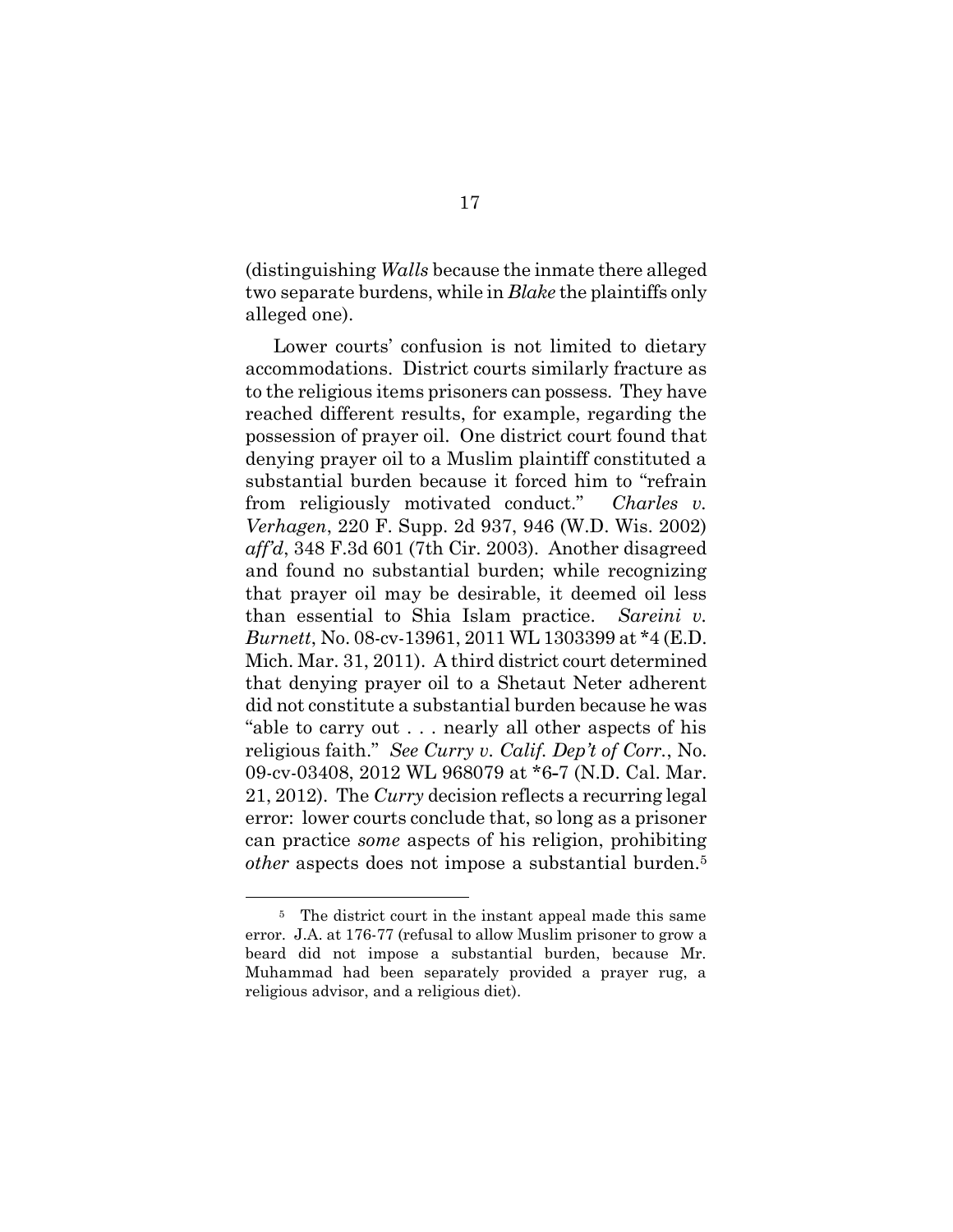(distinguishing *Walls* because the inmate there alleged two separate burdens, while in *Blake* the plaintiffs only alleged one).

Lower courts' confusion is not limited to dietary accommodations. District courts similarly fracture as to the religious items prisoners can possess. They have reached different results, for example, regarding the possession of prayer oil. One district court found that denying prayer oil to a Muslim plaintiff constituted a substantial burden because it forced him to "refrain from religiously motivated conduct." *Charles v. Verhagen*, 220 F. Supp. 2d 937, 946 (W.D. Wis. 2002) *aff'd*, 348 F.3d 601 (7th Cir. 2003). Another disagreed and found no substantial burden; while recognizing that prayer oil may be desirable, it deemed oil less than essential to Shia Islam practice. *Sareini v. Burnett*, No. 08-cv-13961, 2011 WL 1303399 at *4 (E.D. Mich. Mar. 31, 2011). A third district court determined that denying prayer oil to a Shetaut Neter adherent did not constitute a substantial burden because he was "able to carry out . . . nearly all other aspects of his religious faith." *See Curry v. Calif. Dep't of Corr.*, No. 09-cv-03408, 2012 WL 968079 at *6-7 (N.D. Cal. Mar. 21, 2012). The *Curry* decision reflects a recurring legal error: lower courts conclude that, so long as a prisoner can practice *some* aspects of his religion, prohibiting *other* aspects does not impose a substantial burden.[5]

[5] The district court in the instant appeal made this same error. J.A. at 176-77 (refusal to allow Muslim prisoner to grow a beard did not impose a substantial burden, because Mr. Muhammad had been separately provided a prayer rug, a religious advisor, and a religious diet).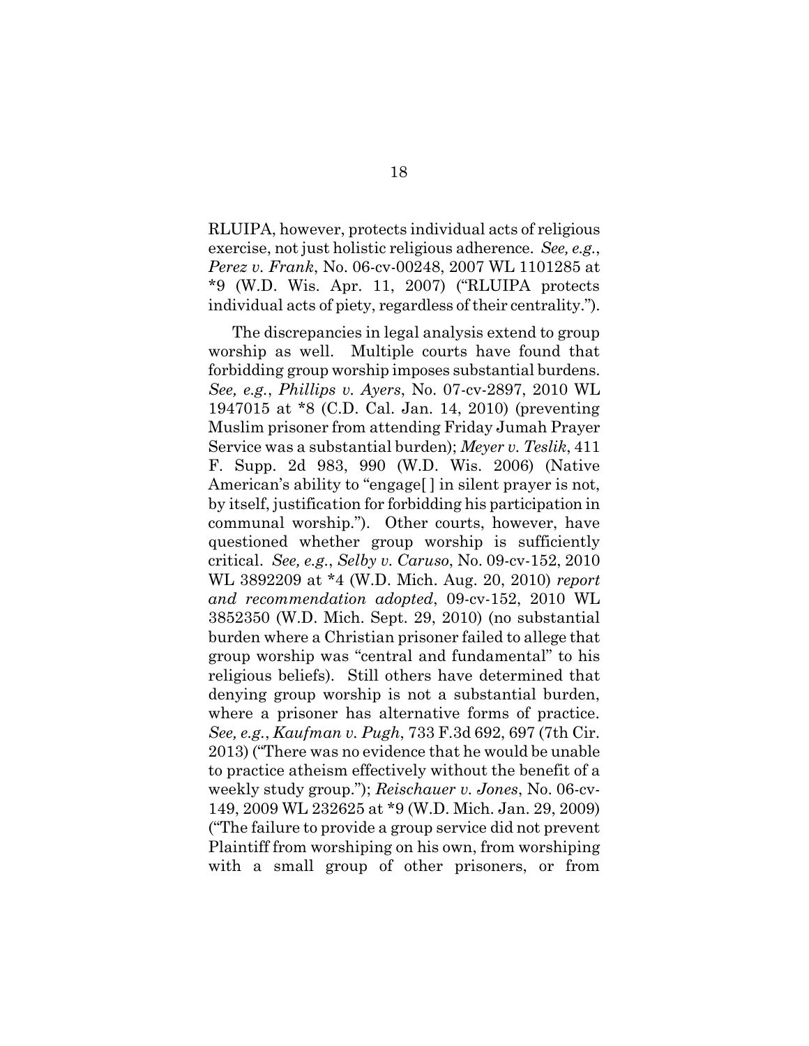RLUIPA, however, protects individual acts of religious exercise, not just holistic religious adherence. *See, e.g.*, *Perez v. Frank*, No. 06-cv-00248, 2007 WL 1101285 at *9 (W.D. Wis. Apr. 11, 2007) ("RLUIPA protects individual acts of piety, regardless of their centrality.").

The discrepancies in legal analysis extend to group worship as well. Multiple courts have found that forbidding group worship imposes substantial burdens. *See, e.g.*, *Phillips v. Ayers*, No. 07-cv-2897, 2010 WL 1947015 at *8 (C.D. Cal. Jan. 14, 2010) (preventing Muslim prisoner from attending Friday Jumah Prayer Service was a substantial burden); *Meyer v. Teslik*, 411 F. Supp. 2d 983, 990 (W.D. Wis. 2006) (Native American's ability to "engage[ ] in silent prayer is not, by itself, justification for forbidding his participation in communal worship."). Other courts, however, have questioned whether group worship is sufficiently critical. *See, e.g.*, *Selby v. Caruso*, No. 09-cv-152, 2010 WL 3892209 at *4 (W.D. Mich. Aug. 20, 2010) *report and recommendation adopted*, 09-cv-152, 2010 WL 3852350 (W.D. Mich. Sept. 29, 2010) (no substantial burden where a Christian prisoner failed to allege that group worship was "central and fundamental" to his religious beliefs). Still others have determined that denying group worship is not a substantial burden, where a prisoner has alternative forms of practice. *See, e.g.*, *Kaufman v. Pugh*, 733 F.3d 692, 697 (7th Cir. 2013) ("There was no evidence that he would be unable to practice atheism effectively without the benefit of a weekly study group."); *Reischauer v. Jones*, No. 06-cv-149, 2009 WL 232625 at *9 (W.D. Mich. Jan. 29, 2009) ("The failure to provide a group service did not prevent Plaintiff from worshiping on his own, from worshiping with a small group of other prisoners, or from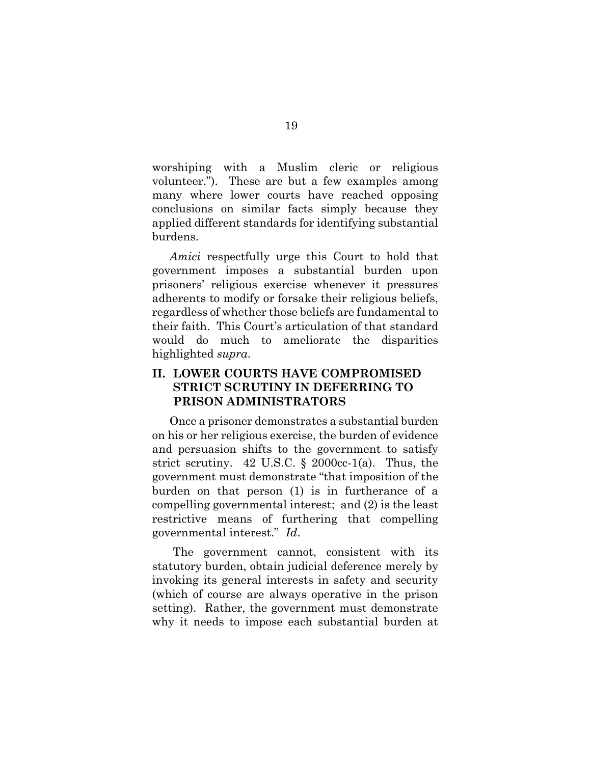worshiping with a Muslim cleric or religious volunteer."). These are but a few examples among many where lower courts have reached opposing conclusions on similar facts simply because they applied different standards for identifying substantial burdens.

*Amici* respectfully urge this Court to hold that government imposes a substantial burden upon prisoners' religious exercise whenever it pressures adherents to modify or forsake their religious beliefs, regardless of whether those beliefs are fundamental to their faith. This Court's articulation of that standard would do much to ameliorate the disparities highlighted *supra*.

## II. LOWER COURTS HAVE COMPROMISED STRICT SCRUTINY IN DEFERRING TO PRISON ADMINISTRATORS

Once a prisoner demonstrates a substantial burden on his or her religious exercise, the burden of evidence and persuasion shifts to the government to satisfy strict scrutiny. 42 U.S.C. § 2000cc-1(a). Thus, the government must demonstrate "that imposition of the burden on that person (1) is in furtherance of a compelling governmental interest; and (2) is the least restrictive means of furthering that compelling governmental interest." *Id*.

The government cannot, consistent with its statutory burden, obtain judicial deference merely by invoking its general interests in safety and security (which of course are always operative in the prison setting). Rather, the government must demonstrate why it needs to impose each substantial burden at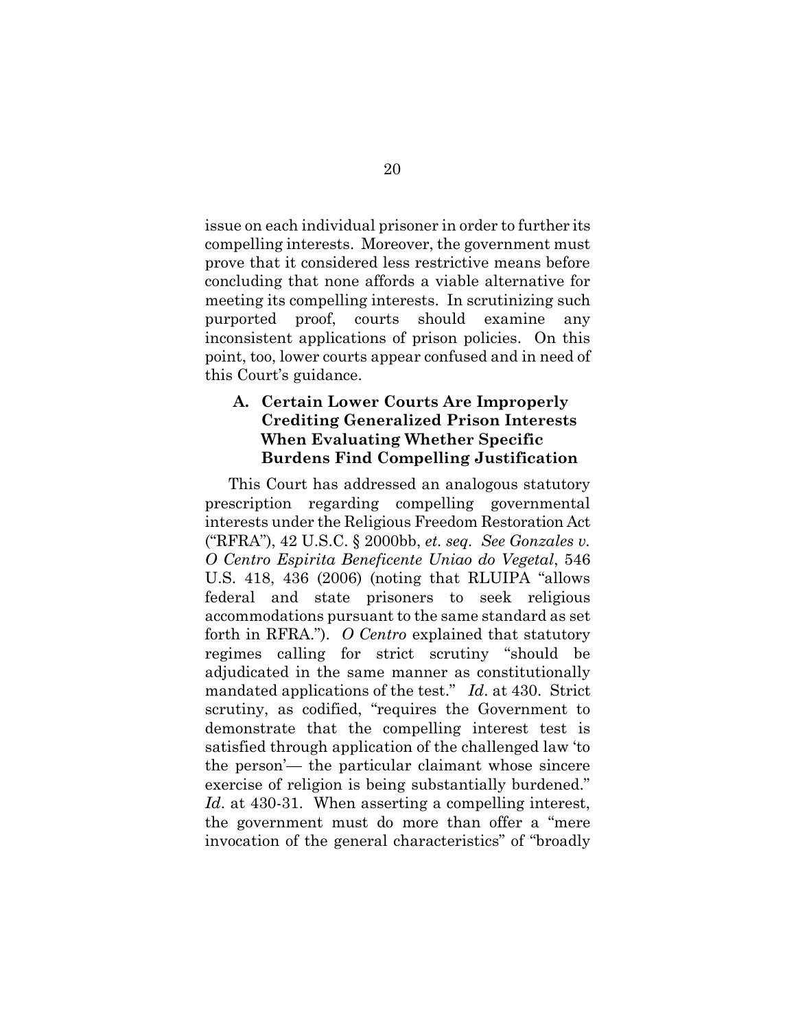issue on each individual prisoner in order to further its compelling interests. Moreover, the government must prove that it considered less restrictive means before concluding that none affords a viable alternative for meeting its compelling interests. In scrutinizing such purported proof, courts should examine any inconsistent applications of prison policies. On this point, too, lower courts appear confused and in need of this Court's guidance.

### A. Certain Lower Courts Are Improperly Crediting Generalized Prison Interests When Evaluating Whether Specific Burdens Find Compelling Justification

This Court has addressed an analogous statutory prescription regarding compelling governmental interests under the Religious Freedom Restoration Act ("RFRA"), 42 U.S.C. § 2000bb, *et. seq. See Gonzales v. O Centro Espirita Beneficente Uniao do Vegetal*, 546 U.S. 418, 436 (2006) (noting that RLUIPA "allows federal and state prisoners to seek religious accommodations pursuant to the same standard as set forth in RFRA."). *O Centro* explained that statutory regimes calling for strict scrutiny "should be adjudicated in the same manner as constitutionally mandated applications of the test." *Id*. at 430. Strict scrutiny, as codified, "requires the Government to demonstrate that the compelling interest test is satisfied through application of the challenged law 'to the person'— the particular claimant whose sincere exercise of religion is being substantially burdened." *Id*. at 430-31. When asserting a compelling interest, the government must do more than offer a "mere invocation of the general characteristics" of "broadly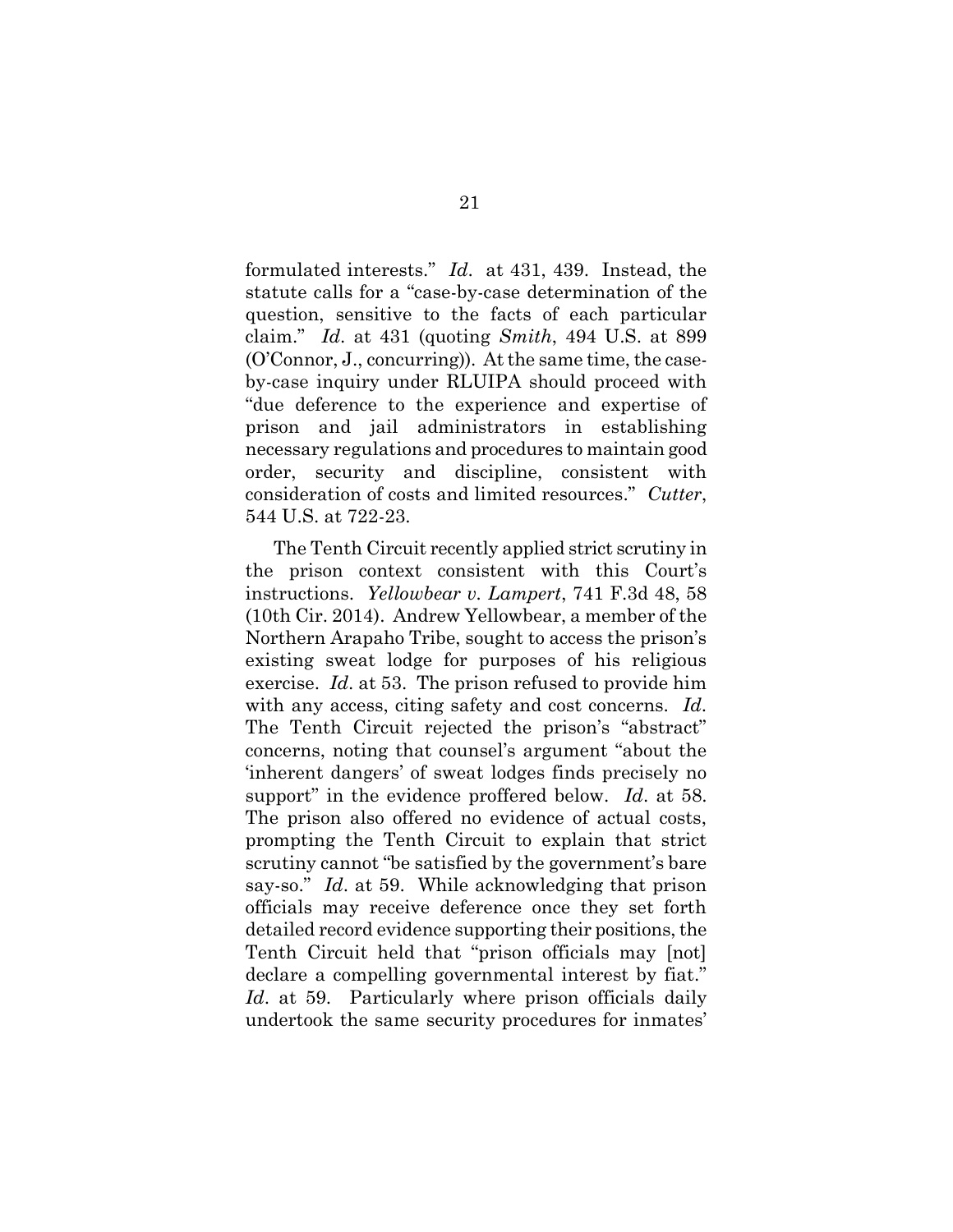formulated interests." *Id.* at 431, 439. Instead, the statute calls for a "case-by-case determination of the question, sensitive to the facts of each particular claim." *Id*. at 431 (quoting *Smith*, 494 U.S. at 899 (O'Connor, J., concurring)). At the same time, the case-by-case inquiry under RLUIPA should proceed with "due deference to the experience and expertise of prison and jail administrators in establishing necessary regulations and procedures to maintain good order, security and discipline, consistent with consideration of costs and limited resources." *Cutter*, 544 U.S. at 722-23.

The Tenth Circuit recently applied strict scrutiny in the prison context consistent with this Court's instructions. *Yellowbear v. Lampert*, 741 F.3d 48, 58 (10th Cir. 2014). Andrew Yellowbear, a member of the Northern Arapaho Tribe, sought to access the prison's existing sweat lodge for purposes of his religious exercise. *Id*. at 53. The prison refused to provide him with any access, citing safety and cost concerns. *Id*. The Tenth Circuit rejected the prison's "abstract" concerns, noting that counsel's argument "about the 'inherent dangers' of sweat lodges finds precisely no support" in the evidence proffered below. *Id*. at 58. The prison also offered no evidence of actual costs, prompting the Tenth Circuit to explain that strict scrutiny cannot "be satisfied by the government's bare say-so." *Id*. at 59. While acknowledging that prison officials may receive deference once they set forth detailed record evidence supporting their positions, the Tenth Circuit held that "prison officials may [not] declare a compelling governmental interest by fiat." *Id*. at 59. Particularly where prison officials daily undertook the same security procedures for inmates'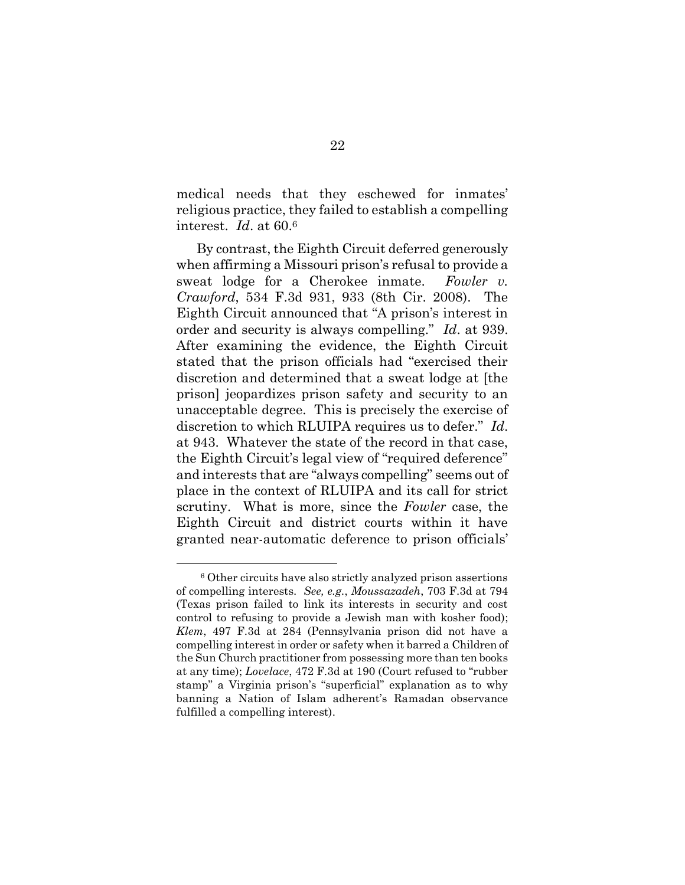medical needs that they eschewed for inmates' religious practice, they failed to establish a compelling interest. *Id*. at 60.[6]

By contrast, the Eighth Circuit deferred generously when affirming a Missouri prison's refusal to provide a sweat lodge for a Cherokee inmate. *Fowler v. Crawford*, 534 F.3d 931, 933 (8th Cir. 2008). The Eighth Circuit announced that "A prison's interest in order and security is always compelling." *Id*. at 939. After examining the evidence, the Eighth Circuit stated that the prison officials had "exercised their discretion and determined that a sweat lodge at [the prison] jeopardizes prison safety and security to an unacceptable degree. This is precisely the exercise of discretion to which RLUIPA requires us to defer." *Id*. at 943. Whatever the state of the record in that case, the Eighth Circuit's legal view of "required deference" and interests that are "always compelling" seems out of place in the context of RLUIPA and its call for strict scrutiny. What is more, since the *Fowler* case, the Eighth Circuit and district courts within it have granted near-automatic deference to prison officials'

---

[6] Other circuits have also strictly analyzed prison assertions of compelling interests. *See, e.g.*, *Moussazadeh*, 703 F.3d at 794 (Texas prison failed to link its interests in security and cost control to refusing to provide a Jewish man with kosher food); *Klem*, 497 F.3d at 284 (Pennsylvania prison did not have a compelling interest in order or safety when it barred a Children of the Sun Church practitioner from possessing more than ten books at any time); *Lovelace*, 472 F.3d at 190 (Court refused to "rubber stamp" a Virginia prison's "superficial" explanation as to why banning a Nation of Islam adherent's Ramadan observance fulfilled a compelling interest).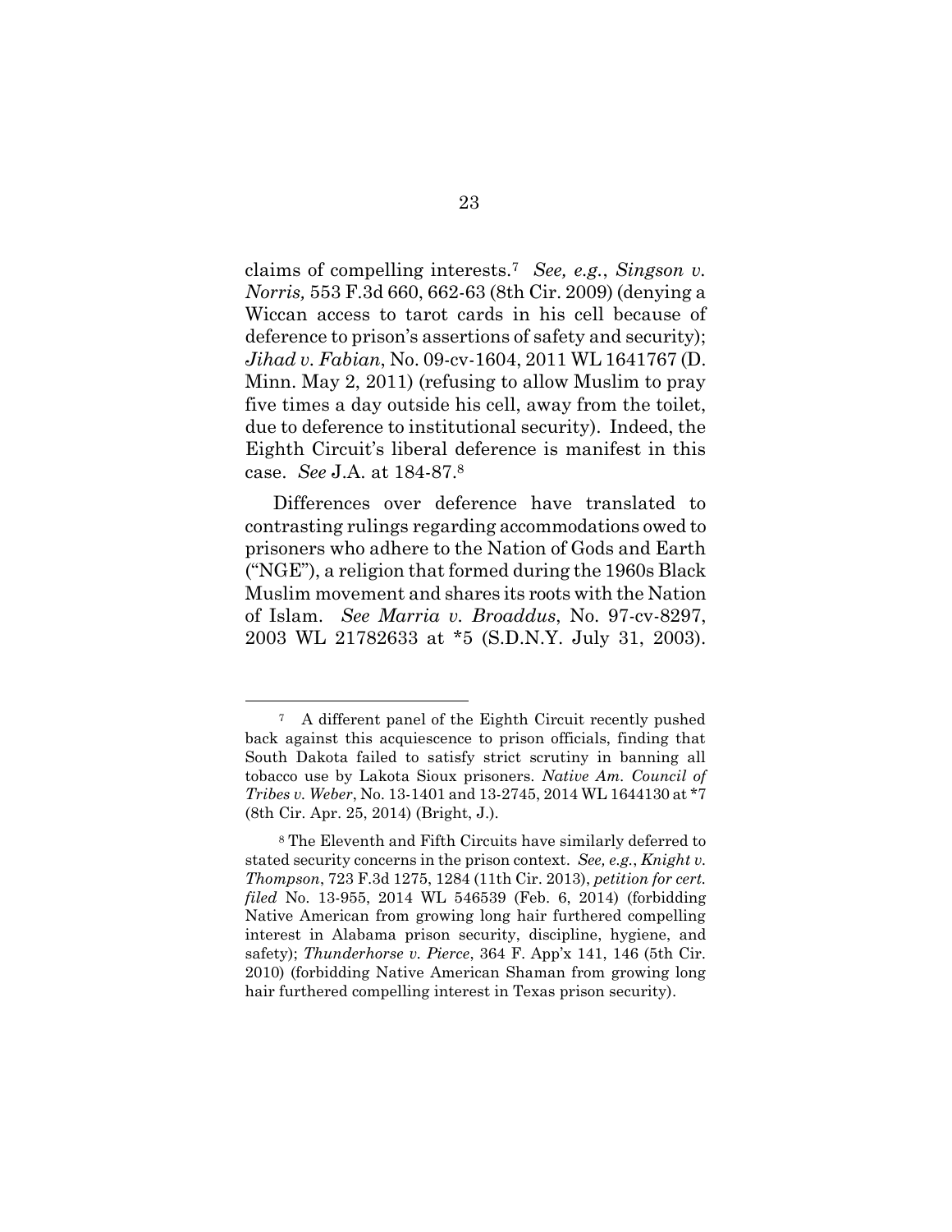claims of compelling interests.[7] *See, e.g.*, *Singson v. Norris,* 553 F.3d 660, 662-63 (8th Cir. 2009) (denying a Wiccan access to tarot cards in his cell because of deference to prison's assertions of safety and security); *Jihad v. Fabian*, No. 09-cv-1604, 2011 WL 1641767 (D. Minn. May 2, 2011) (refusing to allow Muslim to pray five times a day outside his cell, away from the toilet, due to deference to institutional security). Indeed, the Eighth Circuit's liberal deference is manifest in this case. *See* J.A. at 184-87.[8]

Differences over deference have translated to contrasting rulings regarding accommodations owed to prisoners who adhere to the Nation of Gods and Earth ("NGE"), a religion that formed during the 1960s Black Muslim movement and shares its roots with the Nation of Islam. *See Marria v. Broaddus*, No. 97-cv-8297, 2003 WL 21782633 at *5 (S.D.N.Y. July 31, 2003).

---

[7] A different panel of the Eighth Circuit recently pushed back against this acquiescence to prison officials, finding that South Dakota failed to satisfy strict scrutiny in banning all tobacco use by Lakota Sioux prisoners. *Native Am. Council of Tribes v. Weber*, No. 13-1401 and 13-2745, 2014 WL 1644130 at *7 (8th Cir. Apr. 25, 2014) (Bright, J.).

[8] The Eleventh and Fifth Circuits have similarly deferred to stated security concerns in the prison context. *See, e.g.*, *Knight v. Thompson*, 723 F.3d 1275, 1284 (11th Cir. 2013), *petition for cert. filed* No. 13-955, 2014 WL 546539 (Feb. 6, 2014) (forbidding Native American from growing long hair furthered compelling interest in Alabama prison security, discipline, hygiene, and safety); *Thunderhorse v. Pierce*, 364 F. App'x 141, 146 (5th Cir. 2010) (forbidding Native American Shaman from growing long hair furthered compelling interest in Texas prison security).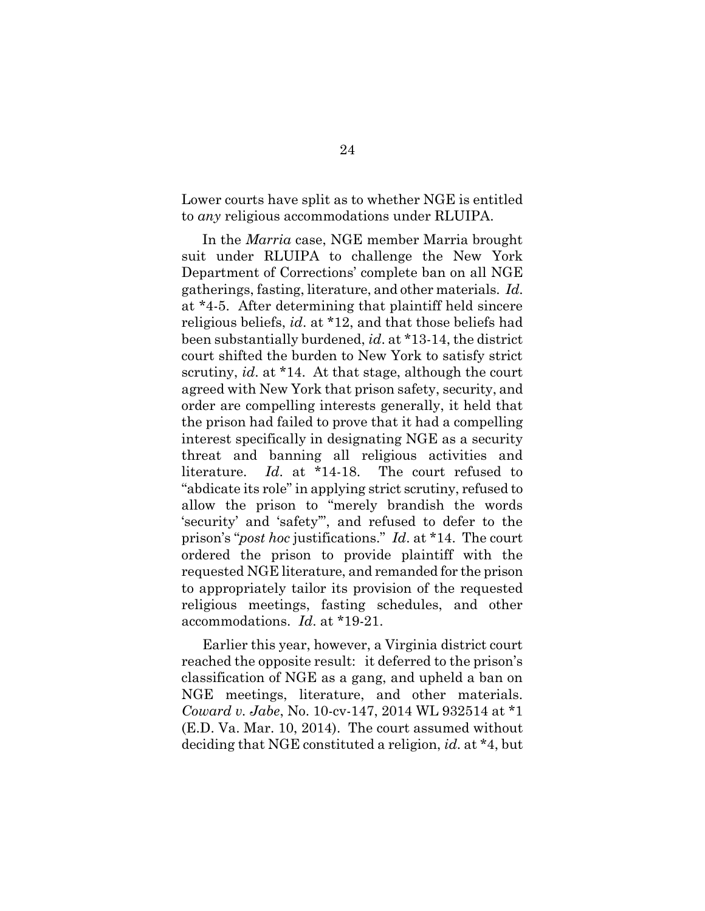Lower courts have split as to whether NGE is entitled to *any* religious accommodations under RLUIPA.

In the *Marria* case, NGE member Marria brought suit under RLUIPA to challenge the New York Department of Corrections' complete ban on all NGE gatherings, fasting, literature, and other materials. *Id.* at *4-5. After determining that plaintiff held sincere religious beliefs, *id*. at *12, and that those beliefs had been substantially burdened, *id*. at *13-14, the district court shifted the burden to New York to satisfy strict scrutiny, *id*. at *14. At that stage, although the court agreed with New York that prison safety, security, and order are compelling interests generally, it held that the prison had failed to prove that it had a compelling interest specifically in designating NGE as a security threat and banning all religious activities and literature. *Id*. at *14-18. The court refused to "abdicate its role" in applying strict scrutiny, refused to allow the prison to "merely brandish the words 'security' and 'safety'", and refused to defer to the prison's "*post hoc* justifications." *Id*. at *14. The court ordered the prison to provide plaintiff with the requested NGE literature, and remanded for the prison to appropriately tailor its provision of the requested religious meetings, fasting schedules, and other accommodations. *Id*. at *19-21.

Earlier this year, however, a Virginia district court reached the opposite result: it deferred to the prison's classification of NGE as a gang, and upheld a ban on NGE meetings, literature, and other materials. *Coward v. Jabe*, No. 10-cv-147, 2014 WL 932514 at *1 (E.D. Va. Mar. 10, 2014). The court assumed without deciding that NGE constituted a religion, *id*. at *4, but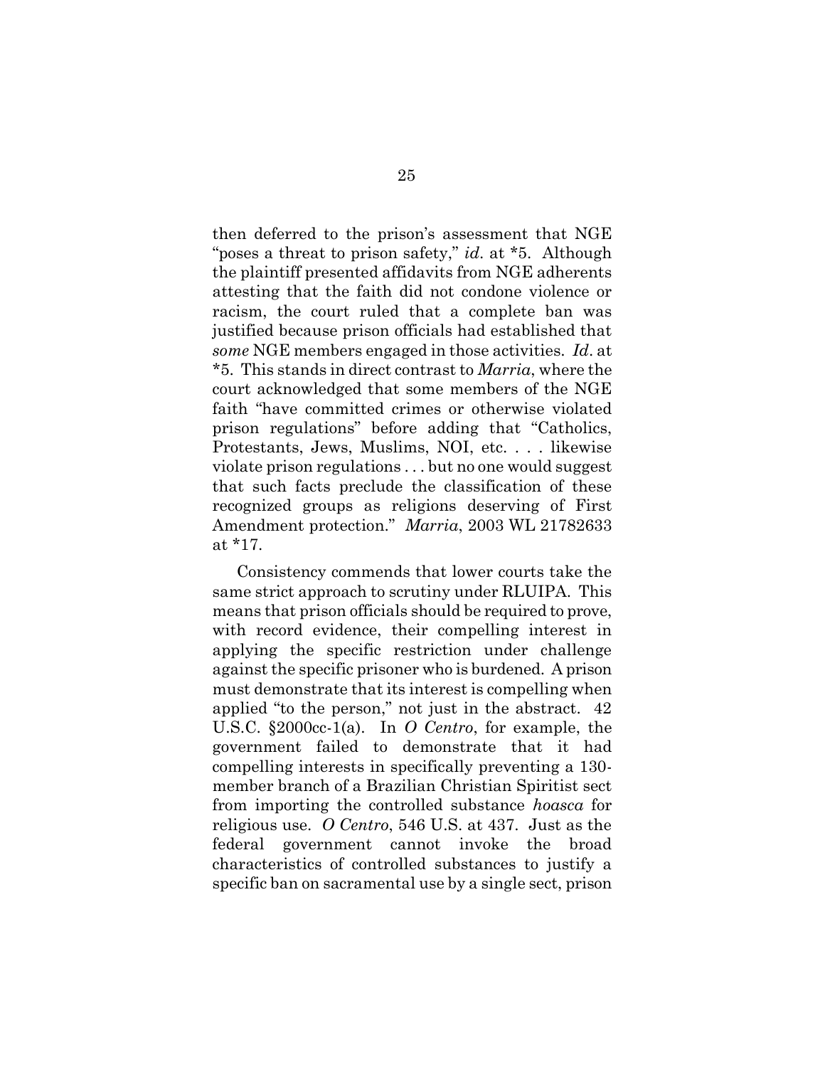then deferred to the prison's assessment that NGE "poses a threat to prison safety," *id*. at *5. Although the plaintiff presented affidavits from NGE adherents attesting that the faith did not condone violence or racism, the court ruled that a complete ban was justified because prison officials had established that *some* NGE members engaged in those activities. *Id*. at *5. This stands in direct contrast to *Marria*, where the court acknowledged that some members of the NGE faith "have committed crimes or otherwise violated prison regulations" before adding that "Catholics, Protestants, Jews, Muslims, NOI, etc. . . . likewise violate prison regulations . . . but no one would suggest that such facts preclude the classification of these recognized groups as religions deserving of First Amendment protection." *Marria*, 2003 WL 21782633 at *17.

Consistency commends that lower courts take the same strict approach to scrutiny under RLUIPA. This means that prison officials should be required to prove, with record evidence, their compelling interest in applying the specific restriction under challenge against the specific prisoner who is burdened. A prison must demonstrate that its interest is compelling when applied "to the person," not just in the abstract. 42 U.S.C. §2000cc-1(a). In *O Centro*, for example, the government failed to demonstrate that it had compelling interests in specifically preventing a 130-member branch of a Brazilian Christian Spiritist sect from importing the controlled substance *hoasca* for religious use. *O Centro*, 546 U.S. at 437. Just as the federal government cannot invoke the broad characteristics of controlled substances to justify a specific ban on sacramental use by a single sect, prison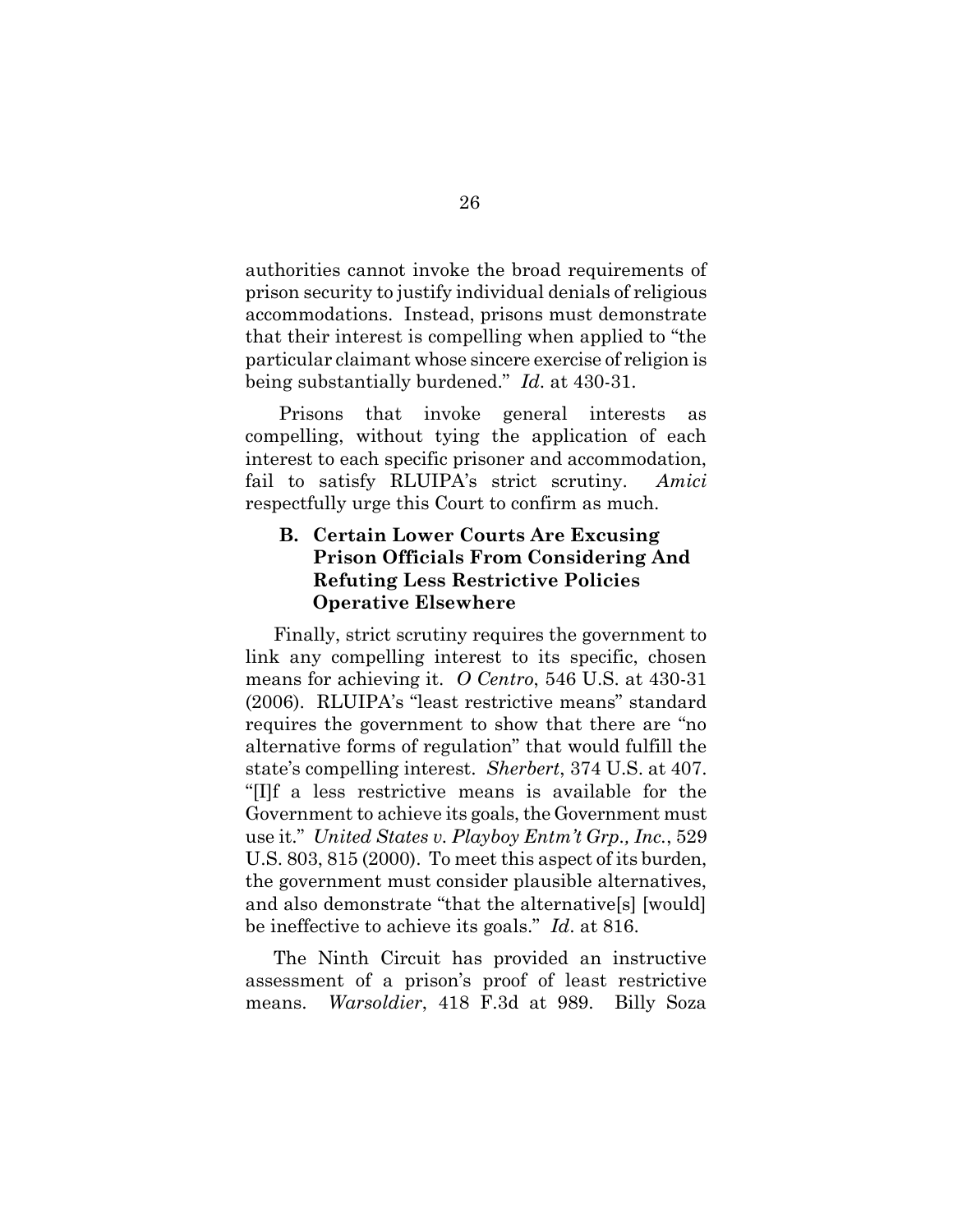authorities cannot invoke the broad requirements of prison security to justify individual denials of religious accommodations. Instead, prisons must demonstrate that their interest is compelling when applied to "the particular claimant whose sincere exercise of religion is being substantially burdened." *Id.* at 430-31.

Prisons that invoke general interests as compelling, without tying the application of each interest to each specific prisoner and accommodation, fail to satisfy RLUIPA's strict scrutiny. *Amici* respectfully urge this Court to confirm as much.

### B. Certain Lower Courts Are Excusing Prison Officials From Considering And Refuting Less Restrictive Policies Operative Elsewhere

Finally, strict scrutiny requires the government to link any compelling interest to its specific, chosen means for achieving it. *O Centro*, 546 U.S. at 430-31 (2006). RLUIPA's "least restrictive means" standard requires the government to show that there are "no alternative forms of regulation" that would fulfill the state's compelling interest. *Sherbert*, 374 U.S. at 407. "[I]f a less restrictive means is available for the Government to achieve its goals, the Government must use it." *United States v. Playboy Entm't Grp., Inc.*, 529 U.S. 803, 815 (2000). To meet this aspect of its burden, the government must consider plausible alternatives, and also demonstrate "that the alternative[s] [would] be ineffective to achieve its goals." *Id.* at 816.

The Ninth Circuit has provided an instructive assessment of a prison's proof of least restrictive means. *Warsoldier*, 418 F.3d at 989. Billy Soza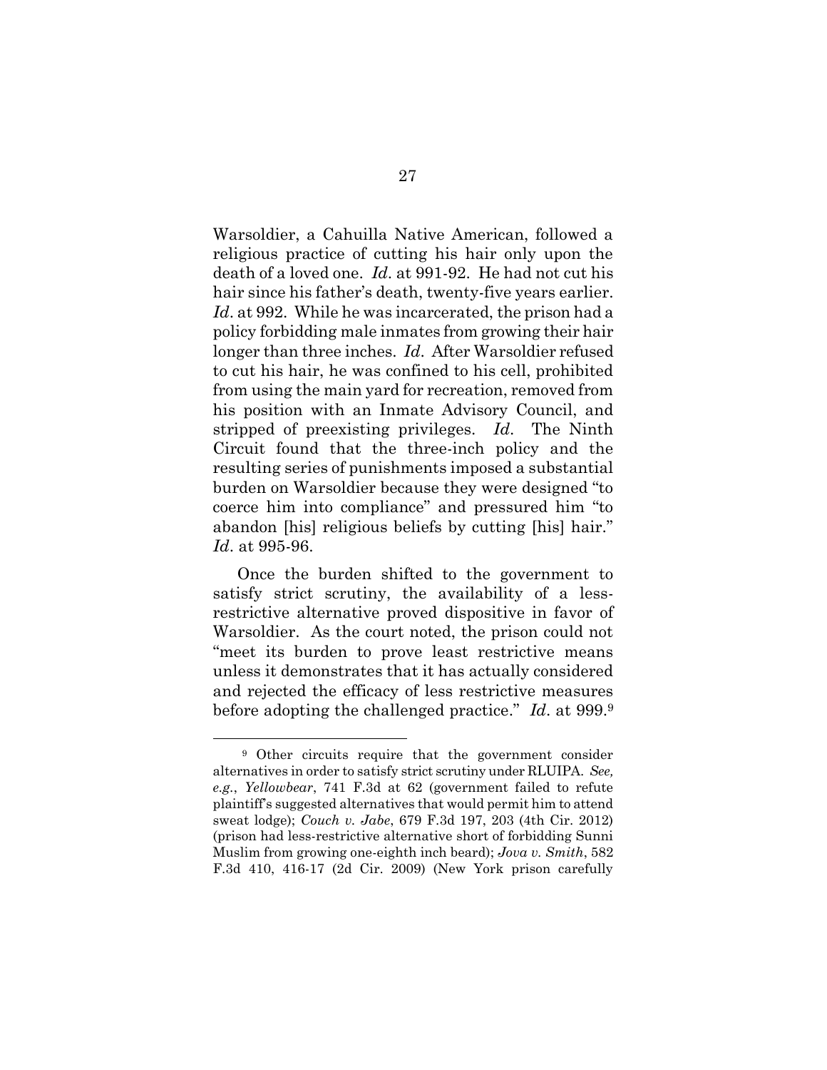Warsoldier, a Cahuilla Native American, followed a religious practice of cutting his hair only upon the death of a loved one. *Id*. at 991-92. He had not cut his hair since his father's death, twenty-five years earlier. *Id*. at 992. While he was incarcerated, the prison had a policy forbidding male inmates from growing their hair longer than three inches. *Id*. After Warsoldier refused to cut his hair, he was confined to his cell, prohibited from using the main yard for recreation, removed from his position with an Inmate Advisory Council, and stripped of preexisting privileges. *Id*. The Ninth Circuit found that the three-inch policy and the resulting series of punishments imposed a substantial burden on Warsoldier because they were designed "to coerce him into compliance" and pressured him "to abandon [his] religious beliefs by cutting [his] hair." *Id*. at 995-96.

Once the burden shifted to the government to satisfy strict scrutiny, the availability of a less-restrictive alternative proved dispositive in favor of Warsoldier. As the court noted, the prison could not "meet its burden to prove least restrictive means unless it demonstrates that it has actually considered and rejected the efficacy of less restrictive measures before adopting the challenged practice." *Id*. at 999.[9]

---

[9] Other circuits require that the government consider alternatives in order to satisfy strict scrutiny under RLUIPA. *See, e.g.*, *Yellowbear*, 741 F.3d at 62 (government failed to refute plaintiff's suggested alternatives that would permit him to attend sweat lodge); *Couch v. Jabe*, 679 F.3d 197, 203 (4th Cir. 2012) (prison had less-restrictive alternative short of forbidding Sunni Muslim from growing one-eighth inch beard); *Jova v. Smith*, 582 F.3d 410, 416-17 (2d Cir. 2009) (New York prison carefully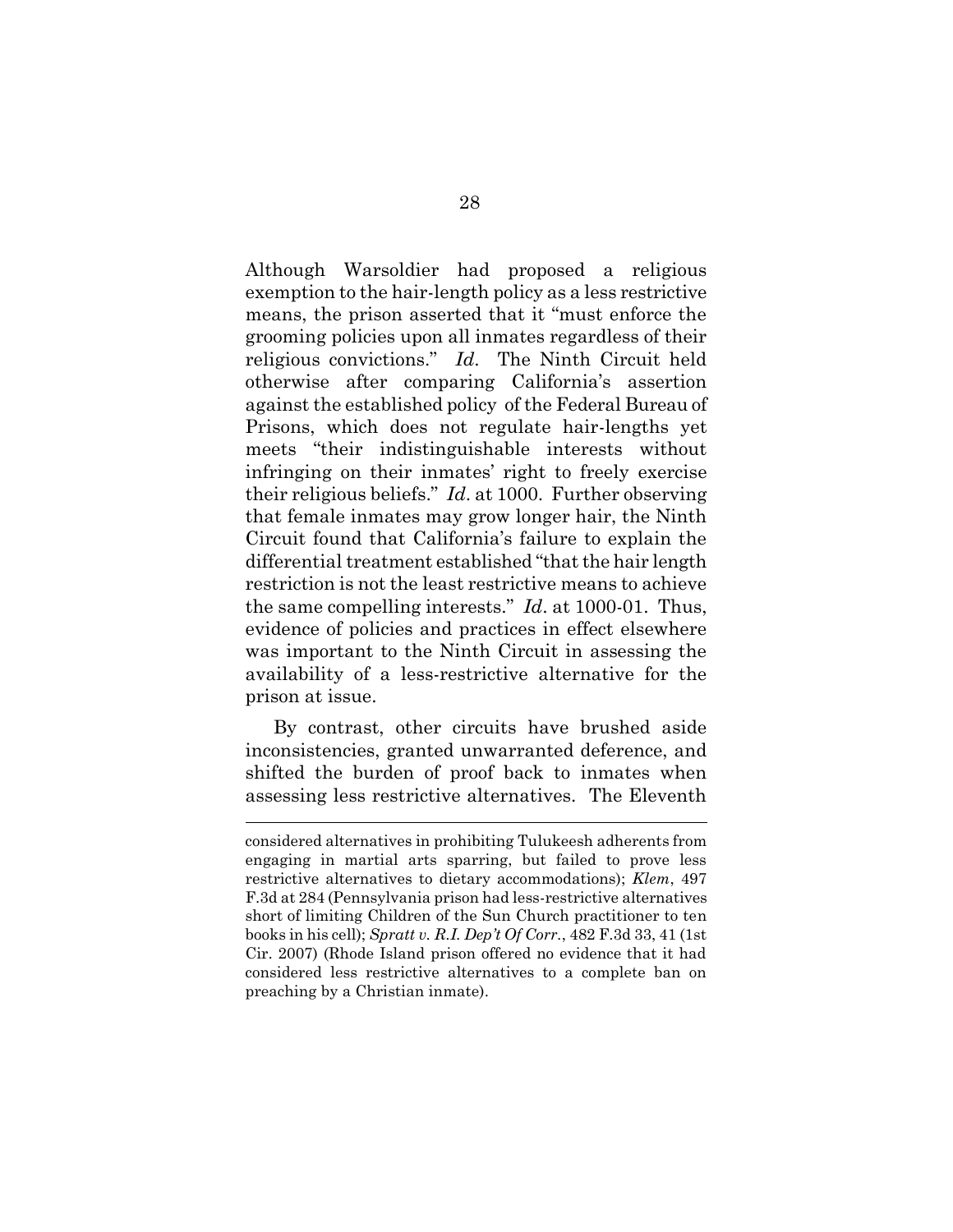Although Warsoldier had proposed a religious exemption to the hair-length policy as a less restrictive means, the prison asserted that it "must enforce the grooming policies upon all inmates regardless of their religious convictions." *Id*. The Ninth Circuit held otherwise after comparing California's assertion against the established policy of the Federal Bureau of Prisons, which does not regulate hair-lengths yet meets "their indistinguishable interests without infringing on their inmates' right to freely exercise their religious beliefs." *Id*. at 1000. Further observing that female inmates may grow longer hair, the Ninth Circuit found that California's failure to explain the differential treatment established "that the hair length restriction is not the least restrictive means to achieve the same compelling interests." *Id*. at 1000-01. Thus, evidence of policies and practices in effect elsewhere was important to the Ninth Circuit in assessing the availability of a less-restrictive alternative for the prison at issue.

By contrast, other circuits have brushed aside inconsistencies, granted unwarranted deference, and shifted the burden of proof back to inmates when assessing less restrictive alternatives. The Eleventh

---

considered alternatives in prohibiting Tulukeesh adherents from engaging in martial arts sparring, but failed to prove less restrictive alternatives to dietary accommodations); *Klem*, 497 F.3d at 284 (Pennsylvania prison had less-restrictive alternatives short of limiting Children of the Sun Church practitioner to ten books in his cell); *Spratt v. R.I. Dep't Of Corr.*, 482 F.3d 33, 41 (1st Cir. 2007) (Rhode Island prison offered no evidence that it had considered less restrictive alternatives to a complete ban on preaching by a Christian inmate).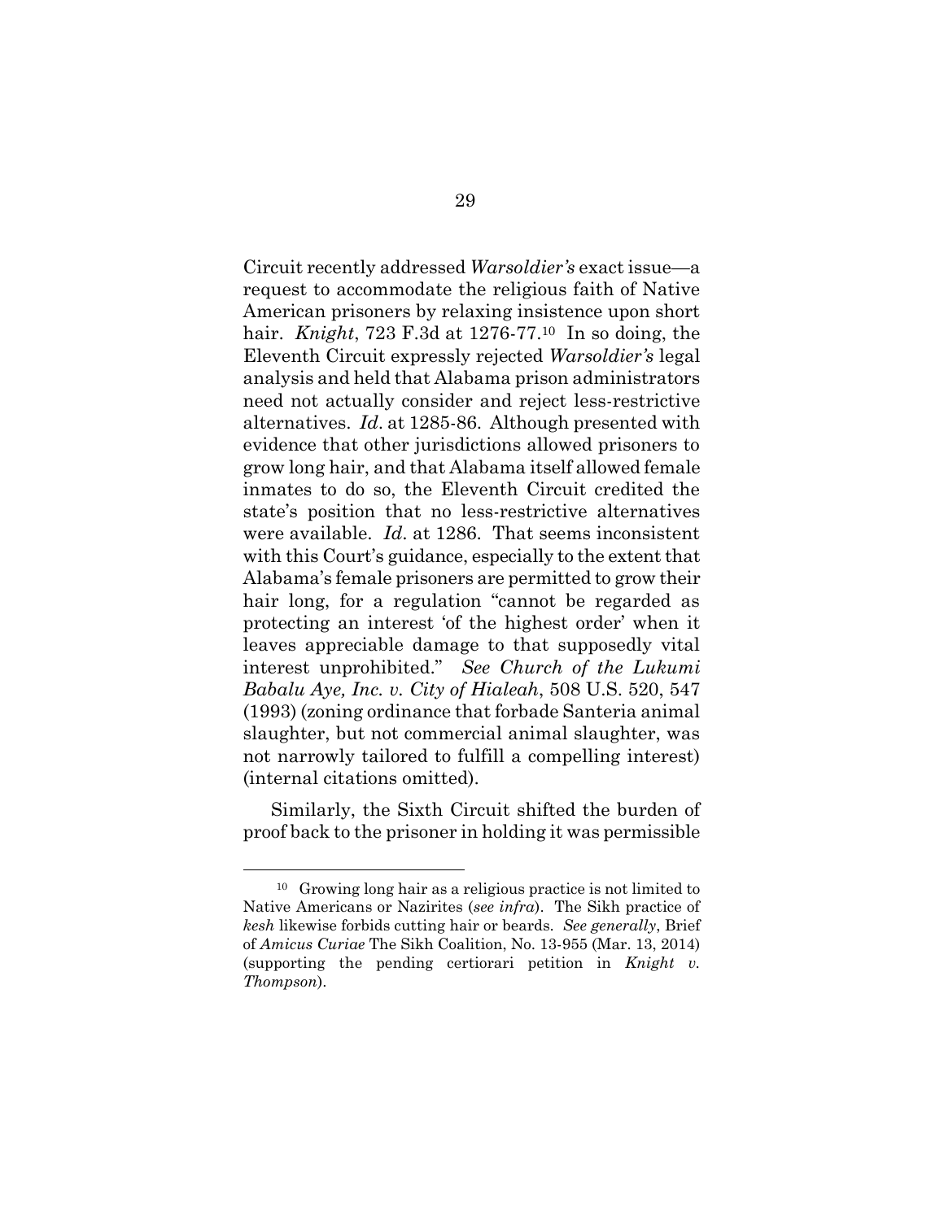Circuit recently addressed *Warsoldier's* exact issue—a request to accommodate the religious faith of Native American prisoners by relaxing insistence upon short hair. *Knight*, 723 F.3d at 1276-77.[10] In so doing, the Eleventh Circuit expressly rejected *Warsoldier's* legal analysis and held that Alabama prison administrators need not actually consider and reject less-restrictive alternatives. *Id*. at 1285-86. Although presented with evidence that other jurisdictions allowed prisoners to grow long hair, and that Alabama itself allowed female inmates to do so, the Eleventh Circuit credited the state's position that no less-restrictive alternatives were available. *Id*. at 1286. That seems inconsistent with this Court's guidance, especially to the extent that Alabama's female prisoners are permitted to grow their hair long, for a regulation "cannot be regarded as protecting an interest 'of the highest order' when it leaves appreciable damage to that supposedly vital interest unprohibited." *See Church of the Lukumi Babalu Aye, Inc. v. City of Hialeah*, 508 U.S. 520, 547 (1993) (zoning ordinance that forbade Santeria animal slaughter, but not commercial animal slaughter, was not narrowly tailored to fulfill a compelling interest) (internal citations omitted).

Similarly, the Sixth Circuit shifted the burden of proof back to the prisoner in holding it was permissible

---

[10] Growing long hair as a religious practice is not limited to Native Americans or Nazirites (*see infra*). The Sikh practice of *kesh* likewise forbids cutting hair or beards. *See generally*, Brief of *Amicus Curiae* The Sikh Coalition, No. 13-955 (Mar. 13, 2014) (supporting the pending certiorari petition in *Knight v. Thompson*).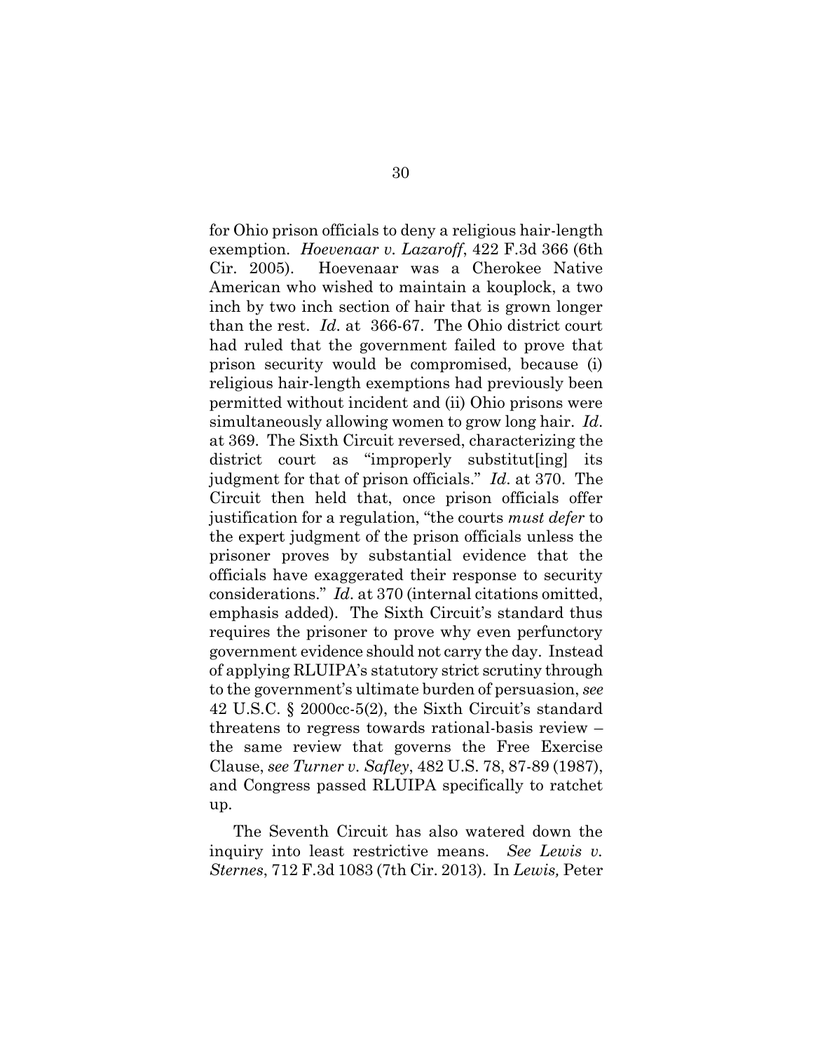for Ohio prison officials to deny a religious hair-length exemption. *Hoevenaar v. Lazaroff*, 422 F.3d 366 (6th Cir. 2005). Hoevenaar was a Cherokee Native American who wished to maintain a kouplock, a two inch by two inch section of hair that is grown longer than the rest. *Id*. at 366-67. The Ohio district court had ruled that the government failed to prove that prison security would be compromised, because (i) religious hair-length exemptions had previously been permitted without incident and (ii) Ohio prisons were simultaneously allowing women to grow long hair. *Id*. at 369. The Sixth Circuit reversed, characterizing the district court as "improperly substitut[ing] its judgment for that of prison officials." *Id*. at 370. The Circuit then held that, once prison officials offer justification for a regulation, "the courts *must defer* to the expert judgment of the prison officials unless the prisoner proves by substantial evidence that the officials have exaggerated their response to security considerations." *Id*. at 370 (internal citations omitted, emphasis added). The Sixth Circuit's standard thus requires the prisoner to prove why even perfunctory government evidence should not carry the day. Instead of applying RLUIPA's statutory strict scrutiny through to the government's ultimate burden of persuasion, *see* 42 U.S.C. § 2000cc-5(2), the Sixth Circuit's standard threatens to regress towards rational-basis review – the same review that governs the Free Exercise Clause, *see Turner v. Safley*, 482 U.S. 78, 87-89 (1987), and Congress passed RLUIPA specifically to ratchet up.

The Seventh Circuit has also watered down the inquiry into least restrictive means. *See Lewis v. Sternes*, 712 F.3d 1083 (7th Cir. 2013). In *Lewis,* Peter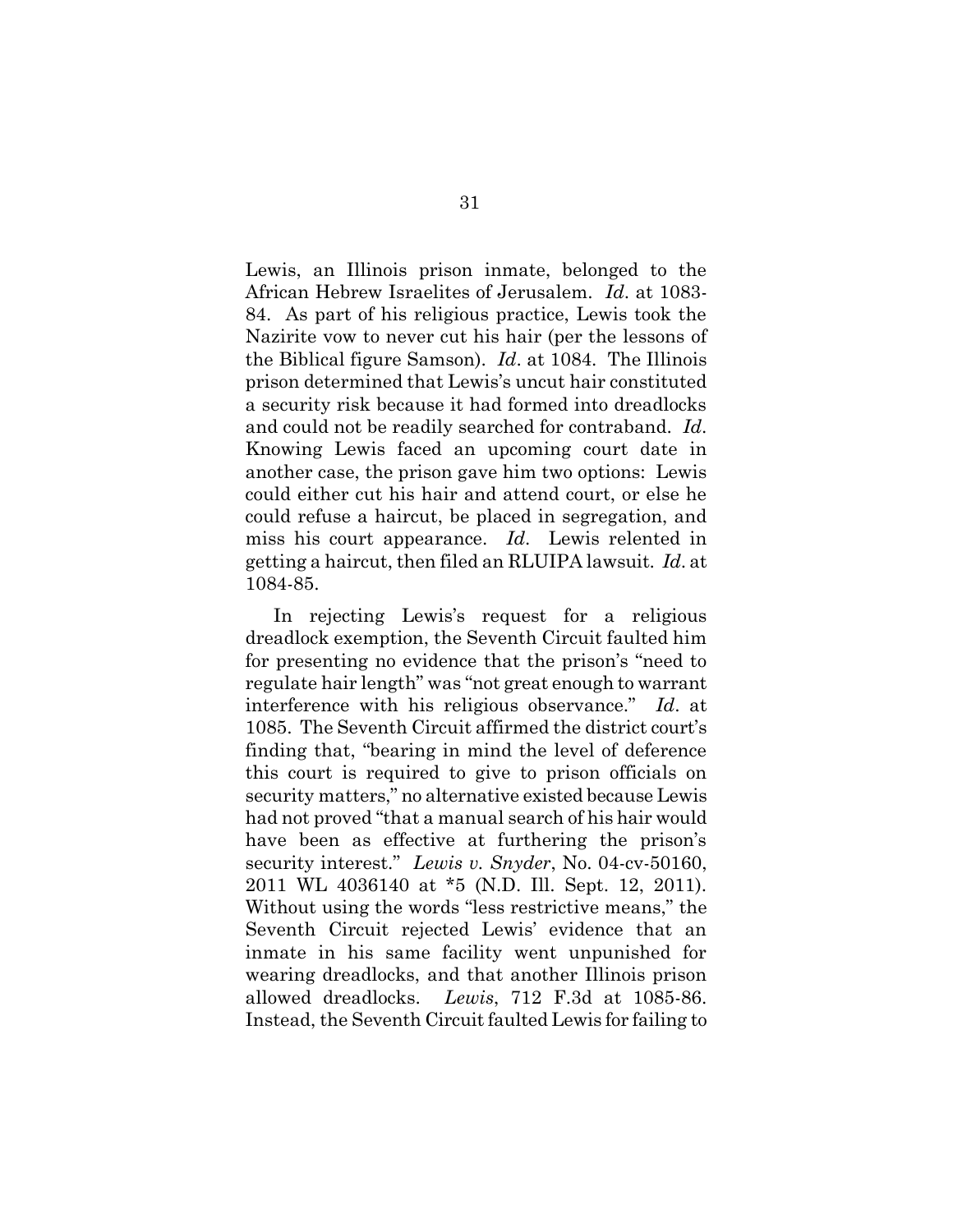Lewis, an Illinois prison inmate, belonged to the African Hebrew Israelites of Jerusalem. *Id*. at 1083-84. As part of his religious practice, Lewis took the Nazirite vow to never cut his hair (per the lessons of the Biblical figure Samson). *Id*. at 1084. The Illinois prison determined that Lewis's uncut hair constituted a security risk because it had formed into dreadlocks and could not be readily searched for contraband. *Id*. Knowing Lewis faced an upcoming court date in another case, the prison gave him two options: Lewis could either cut his hair and attend court, or else he could refuse a haircut, be placed in segregation, and miss his court appearance. *Id*. Lewis relented in getting a haircut, then filed an RLUIPA lawsuit. *Id*. at 1084-85.

In rejecting Lewis's request for a religious dreadlock exemption, the Seventh Circuit faulted him for presenting no evidence that the prison's "need to regulate hair length" was "not great enough to warrant interference with his religious observance." *Id*. at 1085. The Seventh Circuit affirmed the district court's finding that, "bearing in mind the level of deference this court is required to give to prison officials on security matters," no alternative existed because Lewis had not proved "that a manual search of his hair would have been as effective at furthering the prison's security interest." *Lewis v. Snyder*, No. 04-cv-50160, 2011 WL 4036140 at *5 (N.D. Ill. Sept. 12, 2011). Without using the words "less restrictive means," the Seventh Circuit rejected Lewis' evidence that an inmate in his same facility went unpunished for wearing dreadlocks, and that another Illinois prison allowed dreadlocks. *Lewis*, 712 F.3d at 1085-86. Instead, the Seventh Circuit faulted Lewis for failing to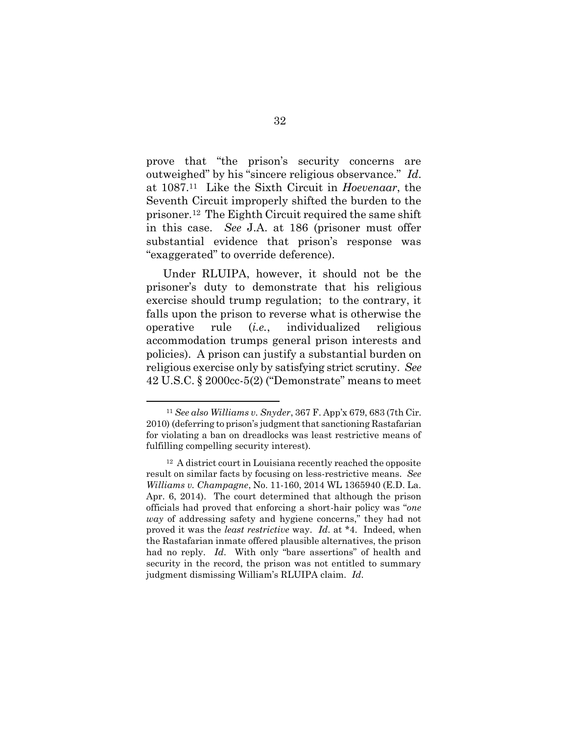prove that "the prison's security concerns are outweighed" by his "sincere religious observance." *Id*. at 1087.[11] Like the Sixth Circuit in *Hoevenaar*, the Seventh Circuit improperly shifted the burden to the prisoner.[12] The Eighth Circuit required the same shift in this case. *See* J.A. at 186 (prisoner must offer substantial evidence that prison's response was "exaggerated" to override deference).

Under RLUIPA, however, it should not be the prisoner's duty to demonstrate that his religious exercise should trump regulation; to the contrary, it falls upon the prison to reverse what is otherwise the operative rule (*i.e.*, individualized religious accommodation trumps general prison interests and policies). A prison can justify a substantial burden on religious exercise only by satisfying strict scrutiny. *See* 42 U.S.C. § 2000cc-5(2) ("Demonstrate" means to meet

---

[11] *See also Williams v. Snyder*, 367 F. App'x 679, 683 (7th Cir. 2010) (deferring to prison's judgment that sanctioning Rastafarian for violating a ban on dreadlocks was least restrictive means of fulfilling compelling security interest).

[12] A district court in Louisiana recently reached the opposite result on similar facts by focusing on less-restrictive means. *See Williams v. Champagne*, No. 11-160, 2014 WL 1365940 (E.D. La. Apr. 6, 2014). The court determined that although the prison officials had proved that enforcing a short-hair policy was "*one way* of addressing safety and hygiene concerns," they had not proved it was the *least restrictive* way. *Id*. at *4. Indeed, when the Rastafarian inmate offered plausible alternatives, the prison had no reply. *Id*. With only "bare assertions" of health and security in the record, the prison was not entitled to summary judgment dismissing William's RLUIPA claim. *Id*.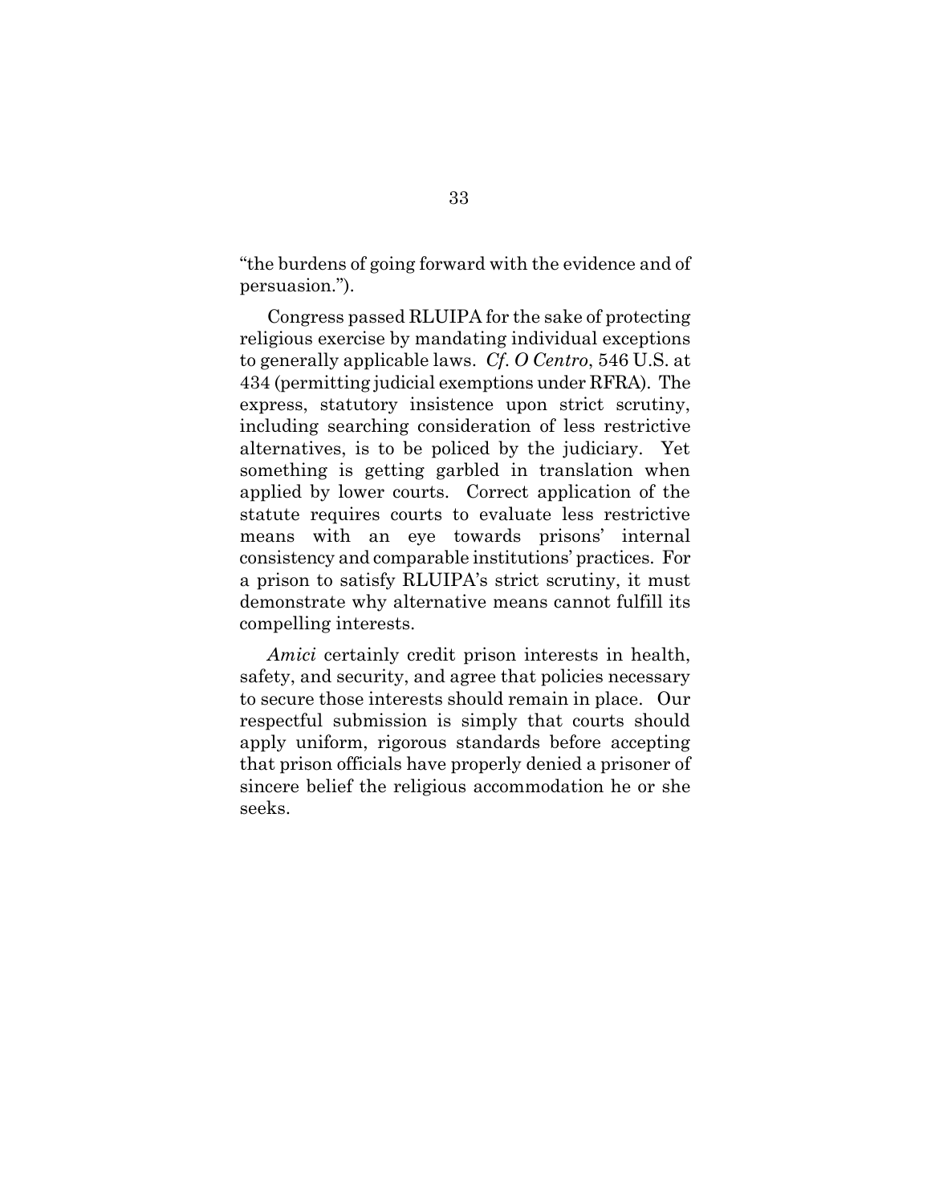"the burdens of going forward with the evidence and of persuasion.").

Congress passed RLUIPA for the sake of protecting religious exercise by mandating individual exceptions to generally applicable laws. *Cf. O Centro*, 546 U.S. at 434 (permitting judicial exemptions under RFRA). The express, statutory insistence upon strict scrutiny, including searching consideration of less restrictive alternatives, is to be policed by the judiciary. Yet something is getting garbled in translation when applied by lower courts. Correct application of the statute requires courts to evaluate less restrictive means with an eye towards prisons' internal consistency and comparable institutions' practices. For a prison to satisfy RLUIPA's strict scrutiny, it must demonstrate why alternative means cannot fulfill its compelling interests.

*Amici* certainly credit prison interests in health, safety, and security, and agree that policies necessary to secure those interests should remain in place. Our respectful submission is simply that courts should apply uniform, rigorous standards before accepting that prison officials have properly denied a prisoner of sincere belief the religious accommodation he or she seeks.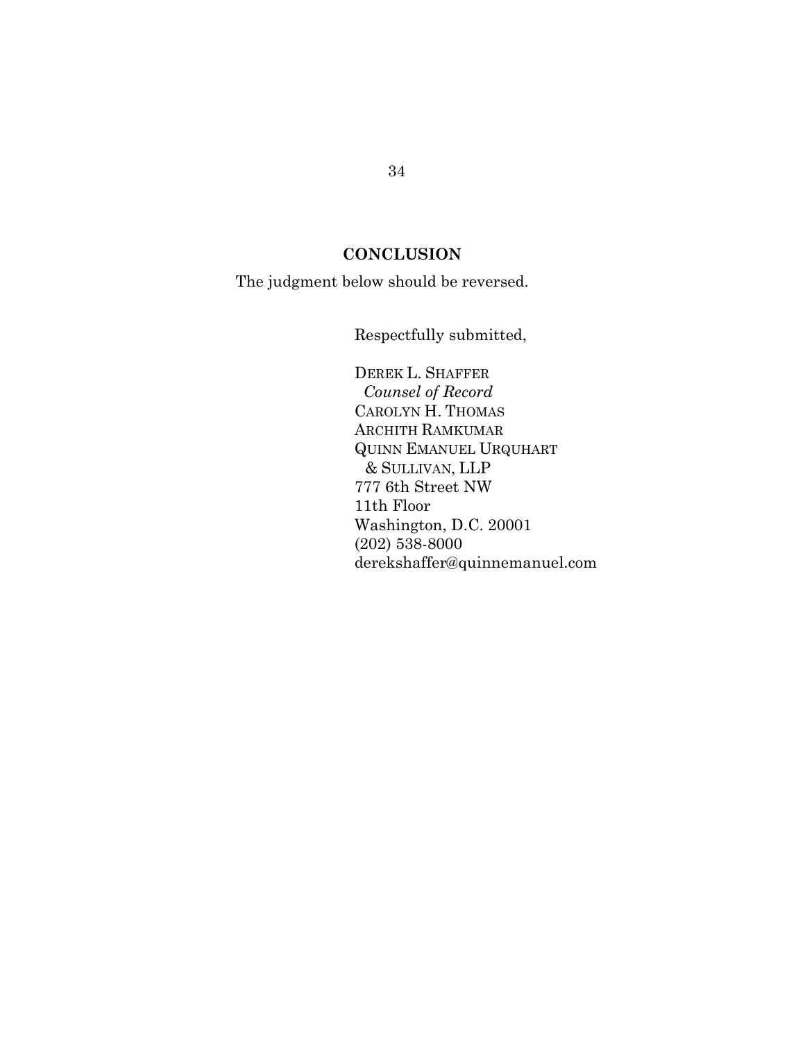## CONCLUSION

The judgment below should be reversed.

Respectfully submitted,

DEREK L. SHAFFER  
*Counsel of Record*  
CAROLYN H. THOMAS  
ARCHITH RAMKUMAR  
QUINN EMANUEL URQUHART  
& SULLIVAN, LLP  
777 6th Street NW  
11th Floor  
Washington, D.C. 20001  
(202) 538-8000  
derekshaffer@quinnemanuel.com